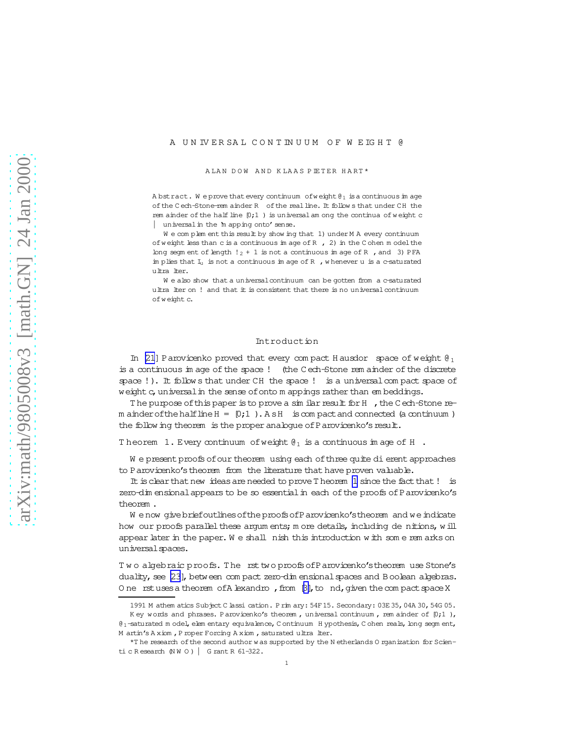# A UNIVERSAL CONTINUUM OF WEIGHT ℵ

ALAN DOW AND KLAAS PIETER HART*

**Abstract.** We prove that every continuum of weight $\aleph_1$ is a continuous image of the Čech-Stone-remainder $\mathbb{R}^*$ of the real line. It follows that under CH the remainder of the half line $[0,\infty)$ is universal among the continua of weight $\mathfrak{c}$ — universal in the 'mapping onto' sense.

We complement this result by showing that 1) under MA every continuum of weight less than $\mathfrak{c}$ is a continuous image of $\mathbb{R}^*$, 2) in the Cohen model the long segment of length $\omega_2 + 1$ is not a continuous image of $\mathbb{R}^*$, and 3) PFA implies that $\mathbb{I}_u$ is not a continuous image of $\mathbb{R}^*$, whenever $u$ is a $\mathfrak{c}$-saturated ultrafilter.

We also show that a universal continuum can be gotten from a $\mathfrak{c}$-saturated ultrafilter on $\omega$ and that it is consistent that there is no universal continuum of weight $\mathfrak{c}$.

## Introduction

In [21] Parovičenko proved that every compact Hausdorff space of weight $\aleph_1$ is a continuous image of the space $\omega^*$ (the Čech-Stone remainder of the discrete space $\omega$). It follows that under CH the space $\omega^*$ is a universal compact space of weight $\mathfrak{c}$, universal in the sense of onto mappings rather than embeddings.

The purpose of this paper is to prove a similar result for $\mathbb{H}^*$, the Čech-Stone remainder of the half line $\mathbb{H} = [0,\infty)$. As $\mathbb{H}^*$ is compact and connected (a *continuum*) the following theorem is the proper analogue of Parovičenko's result.

**Theorem 1.** *Every continuum of weight $\aleph_1$ is a continuous image of $\mathbb{H}^*$.*

We present proofs of our theorem using each of three quite different approaches to Parovičenko's theorem from the literature that have proven valuable.

It is clear that new ideas are needed to prove Theorem 1 since the fact that $\omega^*$ is zero-dimensional appears to be so essential in each of the proofs of Parovičenko's theorem.

We now give brief outlines of the proofs of Parovičenko's theorem and we indicate how our proofs parallel these arguments; more details, including definitions, will appear later in the paper. We shall finish this introduction with some remarks on universal spaces.

**Two algebraic proofs.** The first two proofs of Parovičenko's theorem use Stone's duality, see [23], between compact zero-dimensional spaces and Boolean algebras. One first uses a theorem of Alexandroff, from [3], to find, given the compact space $X$

---

1991 *Mathematics Subject Classification.* Primary: 54F15. Secondary: 03E35, 04A30, 54G05.

*Key words and phrases.* Parovičenko's theorem, universal continuum, remainder of $[0,\infty)$, $\aleph_1$-saturated model, elementary equivalence, Continuum Hypothesis, Cohen reals, long segment, Martin's Axiom, Proper Forcing Axiom, saturated ultrafilter.

*The research of the second author was supported by the Netherlands Organization for Scientific Research (NWO) — Grant R 61-322.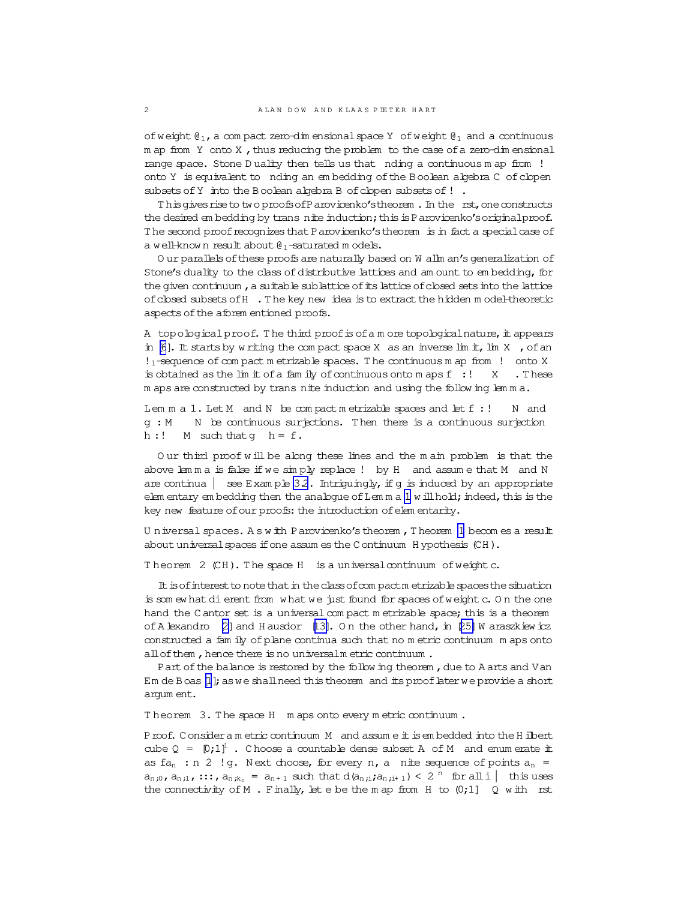of weight $\aleph_1$, a compact zero-dimensional space $Y$ of weight $\aleph_1$ and a continuous map from $Y$ onto $X$, thus reducing the problem to the case of a zero-dimensional range space. Stone Duality then tells us that finding a continuous map from $\omega^*$ onto $Y$ is equivalent to finding an embedding of the Boolean algebra $C$ of clopen subsets of $Y$ into the Boolean algebra $B$ of clopen subsets of $\omega^*$.

This gives rise to two proofs of Parovičenko's theorem. In the first, one constructs the desired embedding by transfinite induction; this is Parovičenko's original proof. The second proof recognizes that Parovičenko's theorem is in fact a special case of a well-known result about $\aleph_1$-saturated models.

Our parallels of these proofs are naturally based on Wallman's generalization of Stone's duality to the class of distributive lattices and amount to embedding, for the given continuum, a suitable sublattice of its lattice of closed sets into the lattice of closed subsets of $\mathbb{H}^*$. The key new idea is to extract the hidden model-theoretic aspects of the aforementioned proofs.

**A topological proof.** The third proof is of a more topological nature, it appears in [6]. It starts by writing the compact space $X$ as an inverse limit, $\varprojlim X_\alpha$, of an $\omega_1$-sequence of compact metrizable spaces. The continuous map from $\omega^*$ onto $X$ is obtained as the limit of a family of continuous onto maps $f_\alpha : \omega^* \to X_\alpha$. These maps are constructed by transfinite induction and using the following lemma.

**Lemma 1.** *Let $M$ and $N$ be compact metrizable spaces and let $f : \omega^* \to N$ and $g : M \to N$ be continuous surjections. Then there is a continuous surjection $h : \omega^* \to M$ such that $g \circ h = f$.*

Our third proof will be along these lines and the main problem is that the above lemma is false if we simply replace $\omega^*$ by $\mathbb{H}^*$ and assume that $M$ and $N$ are continua — see Example 3.2. Intriguingly, if $g$ is induced by an appropriate elementary embedding then the analogue of Lemma 1 will hold; indeed, this is the key new feature of our proofs: the introduction of elementarity.

**Universal spaces.** As with Parovičenko's theorem, Theorem 1 becomes a result about universal spaces if one assumes the Continuum Hypothesis (CH).

**Theorem 2** (CH). *The space $\mathbb{H}^*$ is a universal continuum of weight $\mathfrak{c}$.*

It is of interest to note that in the class of compact metrizable spaces the situation is somewhat different from what we just found for spaces of weight $\mathfrak{c}$. On the one hand the Cantor set is a universal compact metrizable space; this is a theorem of Alexandroff [2] and Hausdorff [13]. On the other hand, in [25] Waraszkiewicz constructed a family of plane continua such that no metric continuum maps onto all of them, hence there is no universal metric continuum.

Part of the balance is restored by the following theorem, due to Aarts and Van Emde Boas [1]; as we shall need this theorem and its proof later we provide a short argument.

**Theorem 3.** *The space $\mathbb{H}^*$ maps onto every metric continuum.*

*Proof.* Consider a metric continuum $M$ and assume it is embedded into the Hilbert cube $Q = [0,1]^\infty$. Choose a countable dense subset $A$ of $M$ and enumerate it as $\{a_n : n \in \omega\}$. Next choose, for every $n$, a finite sequence of points $a_n = a_{n,0}, a_{n,1}, \ldots, a_{n,k_n} = a_{n+1}$ such that $d(a_{n,i}, a_{n,i+1}) < 2^{-n}$ for all $i$ — this uses the connectivity of $M$. Finally, let $e$ be the map from $\mathbb{H}$ to $(0,1] \times Q$ with first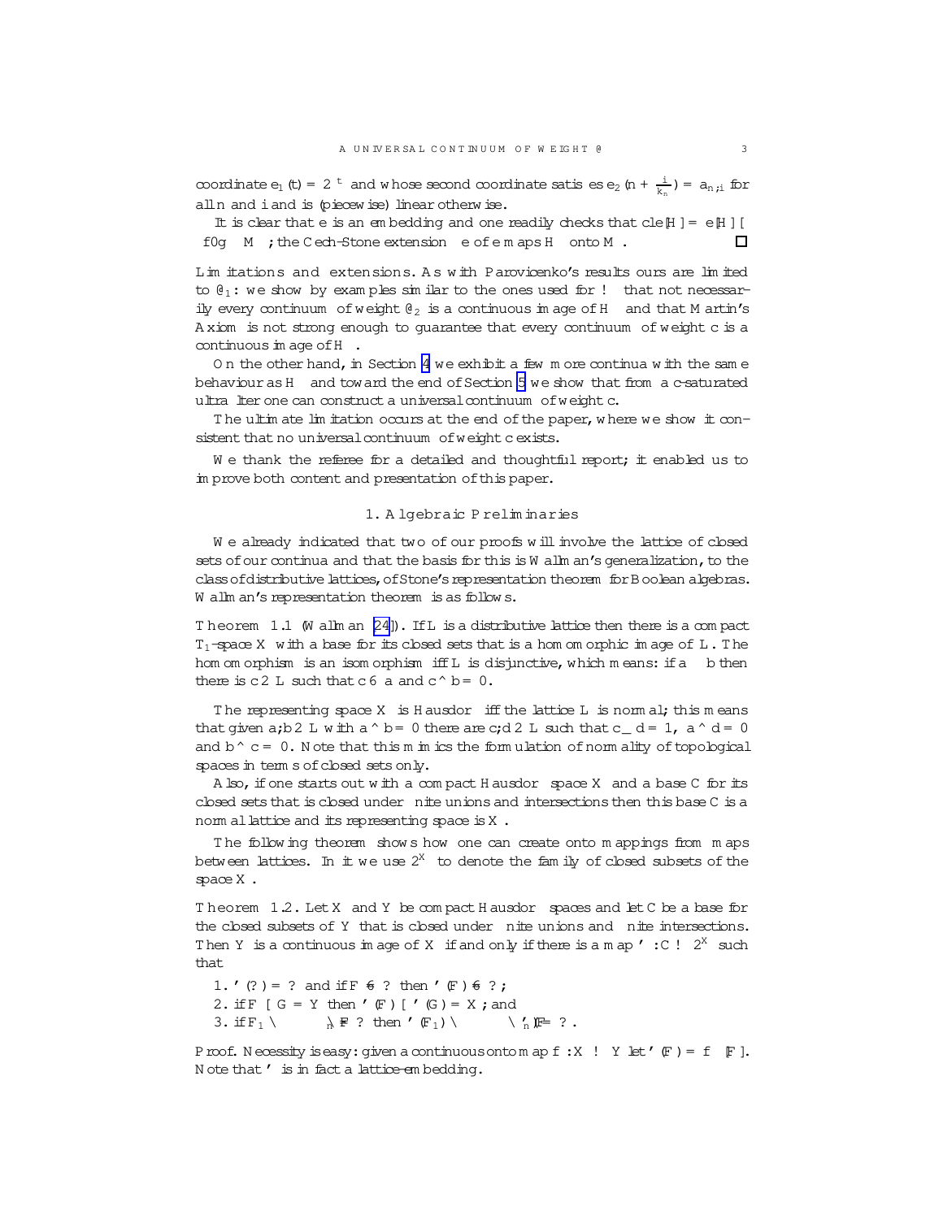coordinate $e_1(t) = 2^{-t}$ and whose second coordinate satisfies $e_2(n + \frac{i}{k_n}) = a_{n,i}$ for all $n$ and $i$ and is (piecewise) linear otherwise.

It is clear that $e$ is an embedding and one readily checks that $\operatorname{cl} e[\mathbb{H}] = e[\mathbb{H}] \cup \{0\} \times M$; the Čech-Stone extension $\beta e$ of $e$ maps $\mathbb{H}^*$ onto $M$. $\square$

**Limitations and extensions.** As with Parovičenko's results ours are limited to $\aleph_1$: we show by examples similar to the ones used for $\omega^*$ that not necessarily every continuum of weight $\aleph_2$ is a continuous image of $\mathbb{H}^*$ and that Martin's Axiom is not strong enough to guarantee that every continuum of weight $\mathfrak{c}$ is a continuous image of $\mathbb{H}^*$.

On the other hand, in Section 4 we exhibit a few more continua with the same behaviour as $\mathbb{H}^*$ and toward the end of Section 5 we show that from a $\mathfrak{c}$-saturated ultrafilter one can construct a universal continuum of weight $\mathfrak{c}$.

The ultimate limitation occurs at the end of the paper, where we show it consistent that no universal continuum of weight $\mathfrak{c}$ exists.

We thank the referee for a detailed and thoughtful report; it enabled us to improve both content and presentation of this paper.

## 1. Algebraic Preliminaries

We already indicated that two of our proofs will involve the lattice of closed sets of our continua and that the basis for this is Wallman's generalization, to the class of distributive lattices, of Stone's representation theorem for Boolean algebras. Wallman's representation theorem is as follows.

**Theorem 1.1** (Wallman [24]). *If $L$ is a distributive lattice then there is a compact $T_1$-space $X$ with a base for its closed sets that is a homomorphic image of $L$. The homomorphism is an isomorphism iff $L$ is disjunctive, which means: if $a \not\leq b$ then there is $c \in L$ such that $c \leq a$ and $c \wedge b = 0$.*

The representing space $X$ is Hausdorff iff the lattice $L$ is normal; this means that given $a, b \in L$ with $a \wedge b = 0$ there are $c, d \in L$ such that $c \vee d = 1$, $a \wedge d = 0$ and $b \wedge c = 0$. Note that this mimics the formulation of normality of topological spaces in terms of closed sets only.

Also, if one starts out with a compact Hausdorff space $X$ and a base $\mathcal{C}$ for its closed sets that is closed under finite unions and intersections then this base $\mathcal{C}$ is a normal lattice and its representing space is $X$.

The following theorem shows how one can create onto mappings from maps between lattices. In it we use $2^X$ to denote the family of closed subsets of the space $X$.

**Theorem 1.2.** *Let $X$ and $Y$ be compact Hausdorff spaces and let $\mathcal{C}$ be a base for the closed subsets of $Y$ that is closed under finite unions and finite intersections. Then $Y$ is a continuous image of $X$ if and only if there is a map $\varphi : \mathcal{C} \to 2^X$ such that*

1. $\varphi(\emptyset) = \emptyset$ *and if $F \neq \emptyset$ then $\varphi(F) \neq \emptyset$;*
2. *if $F \cup G = Y$ then $\varphi(F) \cup \varphi(G) = X$; and*
3. *if $F_1 \cap \dots \cap F_n = \emptyset$ then $\varphi(F_1) \cap \dots \cap \varphi(F_n) = \emptyset$.*

*Proof.* Necessity is easy: given a continuous onto map $f : X \to Y$ let $\varphi(F) = f^{\leftarrow}[F]$. Note that $\varphi$ is in fact a lattice-embedding.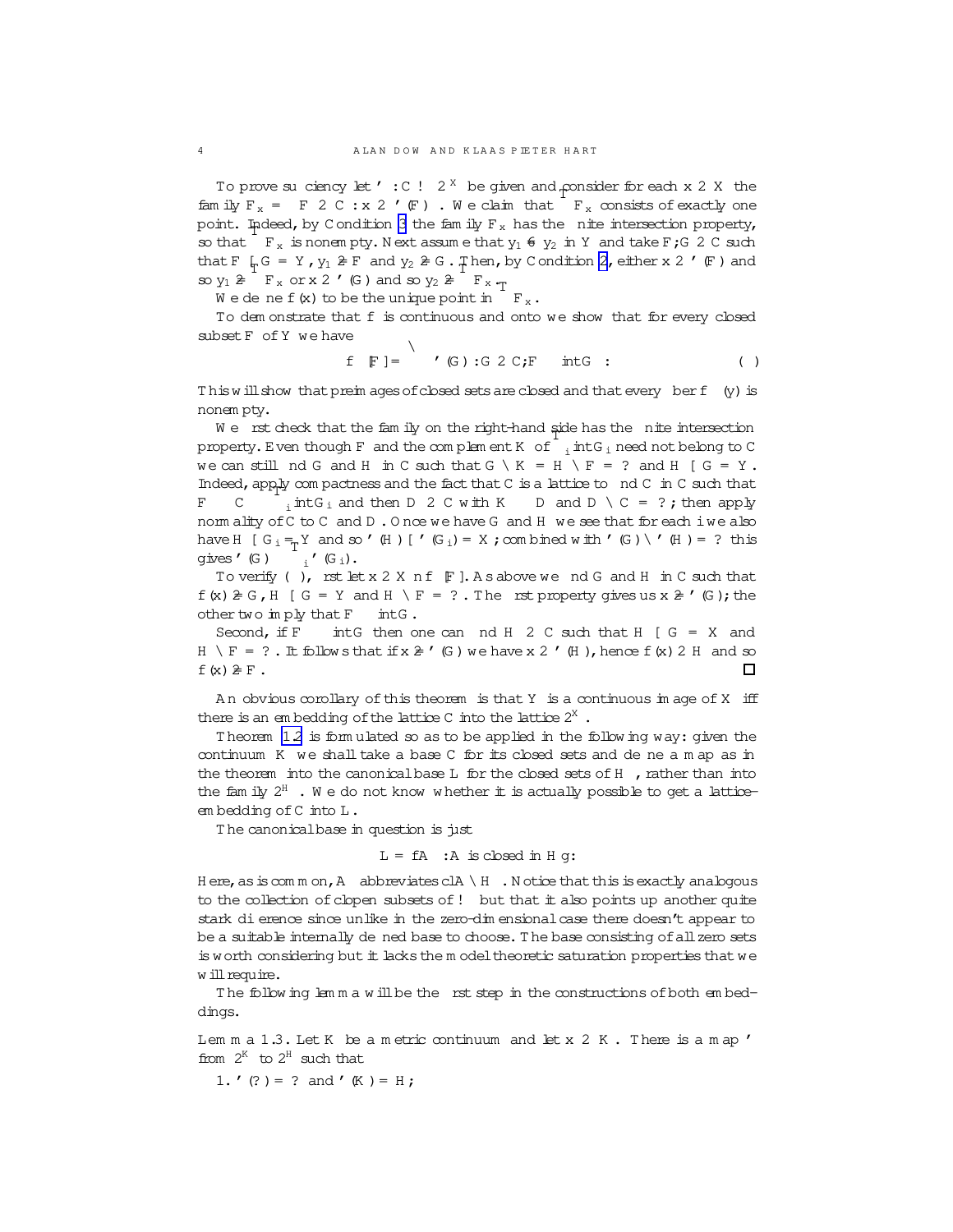To prove sufficiency let $\varphi : \mathcal{C} \to 2^X$ be given and consider for each $x \in X$ the family $\mathcal{F}_x = \{F \in \mathcal{C} : x \in \varphi(F)\}$. We claim that $\bigcap \mathcal{F}_x$ consists of exactly one point. Indeed, by Condition 3 the family $\mathcal{F}_x$ has the finite intersection property, so that $\bigcap \mathcal{F}_x$ is nonempty. Next assume that $y_1 \neq y_2$ in $Y$ and take $F, G \in \mathcal{C}$ such that $F \cup G = Y$, $y_1 \notin F$ and $y_2 \notin G$. Then, by Condition 2, either $x \in \varphi(F)$ and so $y_1 \notin \bigcap \mathcal{F}_x$ or $x \in \varphi(G)$ and so $y_2 \notin \bigcap \mathcal{F}_x$.

We define $f(x)$ to be the unique point in $\bigcap \mathcal{F}_x$.

To demonstrate that $f$ is continuous and onto we show that for every closed subset $F$ of $Y$ we have

$$f^{\leftarrow}[F] = \bigcap \{\varphi(G) : G \in \mathcal{C}, F \subseteq \operatorname{int} G\}. \qquad (*)$$

This will show that preimages of closed sets are closed and that every fiber $f^{\leftarrow}(y)$ is nonempty.

We first check that the family on the right-hand side has the finite intersection property. Even though $F$ and the complement $K$ of $\bigcap_i \operatorname{int} G_i$ need not belong to $\mathcal{C}$ we can still find $G$ and $H$ in $\mathcal{C}$ such that $G \cap K = H \cap F = \emptyset$ and $H \cup G = Y$. Indeed, apply compactness and the fact that $\mathcal{C}$ is a lattice to find $C$ in $\mathcal{C}$ such that $F \subseteq C \subseteq \bigcap_i \operatorname{int} G_i$ and then $D \in \mathcal{C}$ with $K \subseteq D$ and $D \cap C = \emptyset$; then apply normality of $\mathcal{C}$ to $C$ and $D$. Once we have $G$ and $H$ we see that for each $i$ we also have $H \cup G_i = Y$ and so $\varphi(H) \cup \varphi(G_i) = X$; combined with $\varphi(G) \cap \varphi(H) = \emptyset$ this gives $\varphi(G) \subseteq \bigcap_i \varphi(G_i)$.

To verify $(*)$, first let $x \in X \setminus f^{\leftarrow}[F]$. As above we find $G$ and $H$ in $\mathcal{C}$ such that $f(x) \notin G$, $H \cup G = Y$ and $H \cap F = \emptyset$. The first property gives us $x \notin \varphi(G)$; the other two imply that $F \subseteq \operatorname{int} G$.

Second, if $F \subseteq \operatorname{int} G$ then one can find $H \in \mathcal{C}$ such that $H \cup G = X$ and $H \cap F = \emptyset$. It follows that if $x \notin \varphi(G)$ we have $x \in \varphi(H)$, hence $f(x) \in H$ and so $f(x) \notin F$. $\square$

An obvious corollary of this theorem is that $Y$ is a continuous image of $X$ iff there is an embedding of the lattice $\mathcal{C}$ into the lattice $2^X$.

Theorem 1.2 is formulated so as to be applied in the following way: given the continuum $K$ we shall take a base $\mathcal{C}$ for its closed sets and define a map as in the theorem into the canonical base $\mathcal{L}$ for the closed sets of $\mathbb{H}^*$, rather than into the family $2^{\mathbb{H}^*}$. We do not know whether it is actually possible to get a lattice-embedding of $\mathcal{C}$ into $\mathcal{L}$.

The canonical base in question is just

$$\mathcal{L} = \{A^* : A \text{ is closed in } \mathbb{H}\}.$$

Here, as is common on, $A^*$ abbreviates $\operatorname{cl} A \cap \mathbb{H}^*$. Notice that this is exactly analogous to the collection of clopen subsets of $\omega^*$ but that it also points up another quite stark difference since unlike in the zero-dimensional case there doesn't appear to be a suitable internally defined base to choose. The base consisting of all zero sets is worth considering but it lacks the model theoretic saturation properties that we will require.

The following lemma will be the first step in the constructions of both embeddings.

**Lemma 1.3.** *Let $K$ be a metric continuum and let $x \in K$. There is a map $\varphi$ from $2^K$ to $2^{\mathbb{H}^*}$ such that*

1. $\varphi(\emptyset) = \emptyset$ *and* $\varphi(K) = \mathbb{H}^*$;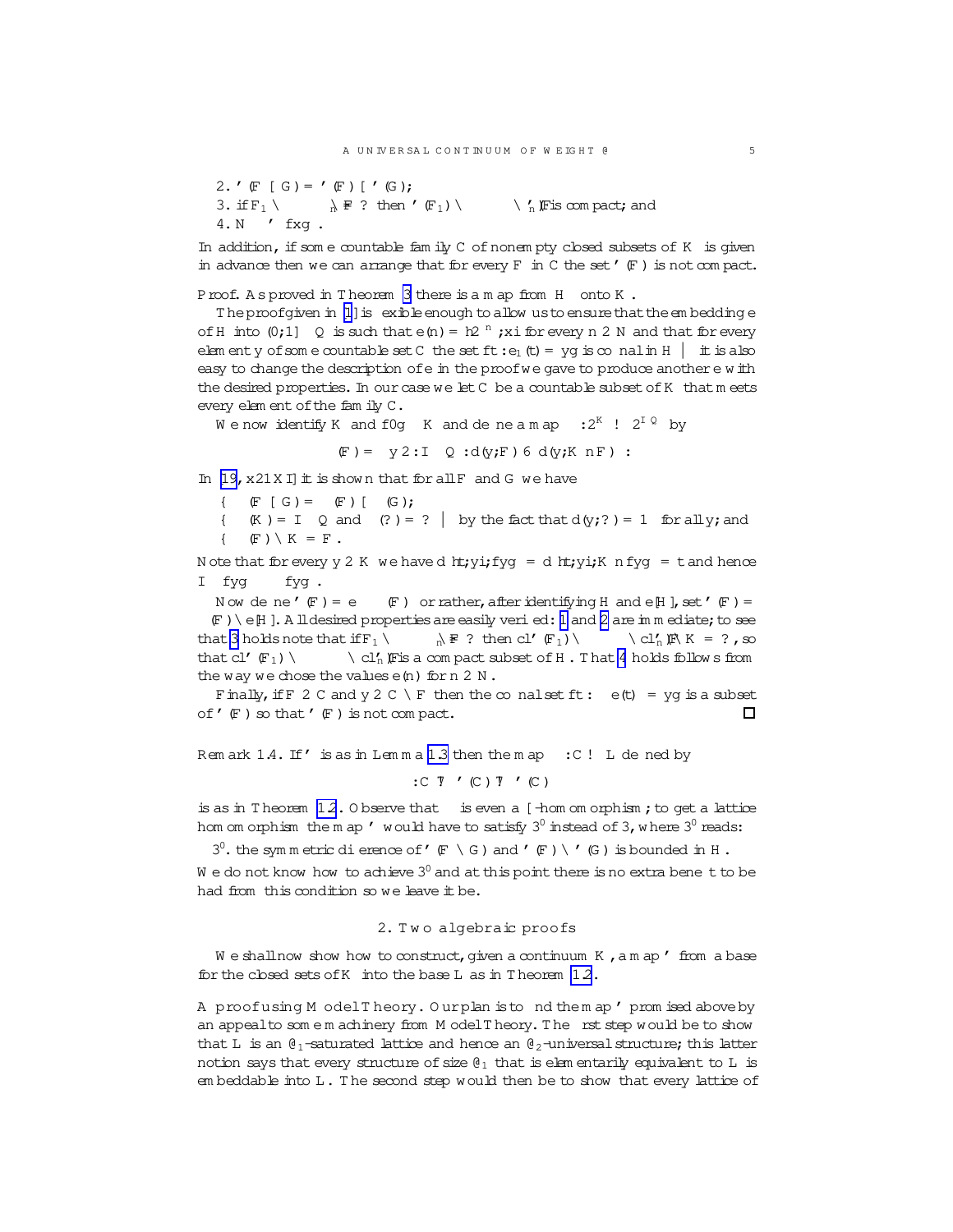2. $\varphi(F \cup G) = \varphi(F) \cup \varphi(G)$;

3. if $F_1 \cap \dots \cap F_n = \emptyset$ then $\varphi(F_1) \cap \dots \cap \varphi(F_n)$ is compact; and

4. $\mathbb{N}^* \subseteq \varphi(\{x\})$.

In addition, if some countable family $\mathcal{C}$ of nonempty closed subsets of $K$ is given in advance then we can arrange that for every $F$ in $\mathcal{C}$ the set $\varphi(F)$ is not compact.

*Proof.* As proved in Theorem 3 there is a map from $\mathbb{H}^*$ onto $K$.

The proof given in [1] is flexible enough to allow us to ensure that the embedding $e$ of $\mathbb{H}$ into $(0,1] \times \mathbb{Q}$ is such that $e(n) = \langle 2^{-n}, x \rangle$ for every $n \in \mathbb{N}$ and that for every element $y$ of some countable set $C$ the set $\{t : e_1(t) = y\}$ is cofinal in $\mathbb{H}$ — it is also easy to change the description of $e$ in the proof we gave to produce another $e$ with the desired properties. In our case we let $C$ be a countable subset of $K$ that meets every element of the family $\mathcal{C}$.

We now identify $K$ and $\{0\} \times K$ and define a map $\Phi : 2^K \to 2^{I \times \mathbb{Q}}$ by

$$\Phi(F) = \{y \in I \times \mathbb{Q} : d(y, F) \leqslant d(y, K \setminus F)\}.$$

In [19, §21 XI] it is shown that for all $F$ and $G$ we have

- $\Phi(F \cup G) = \Phi(F) \cup \Phi(G)$;
- $\Phi(K) = I \times \mathbb{Q}$ and $\Phi(\emptyset) = \emptyset$ — by the fact that $d(y, \emptyset) = 1$ for all $y$; and
- $\Phi(F) \cap K = F$.

Note that for every $y \in K$ we have $d(\langle t, y \rangle, \{y\}) = d(\langle t, y \rangle, K \setminus \{y\}) = t$ and hence $I \times \{y\} \subseteq \Phi(\{y\})$.

Now define $\varphi(F) = e^{\leftarrow}[\Phi(F)]$ or rather, after identifying $\mathbb{H}$ and $e[\mathbb{H}]$, set $\varphi(F) = \Phi(F) \cap e[\mathbb{H}]$. All desired properties are easily verified: 1 and 2 are immediate; to see that 3 holds note that if $F_1 \cap \dots \cap F_n = \emptyset$ then $\operatorname{cl} \varphi(F_1) \cap \dots \cap \operatorname{cl} \varphi(F_n) \cap K = \emptyset$, so that $\operatorname{cl} \varphi(F_1) \cap \dots \cap \operatorname{cl} \varphi(F_n)$ is a compact subset of $\mathbb{H}$. That 4 holds follows from the way we chose the values $e(n)$ for $n \in \mathbb{N}$.

Finally, if $F \in \mathcal{C}$ and $y \in C \cap F$ then the cofinal set $\{t : e(t) = y\}$ is a subset of $\varphi(F)$ so that $\varphi(F)$ is not compact. $\square$

**Remark 1.4.** If $\varphi$ is as in Lemma 1.3 then the map $\psi : \mathcal{C} \to L$ defined by

$$\psi : C \mapsto \varphi(C)^* \mapsto \varphi(C)$$

is as in Theorem 1.2. Observe that $\psi$ is even a $\cup$-homomorphism; to get a lattice homomorphism the map $\varphi$ would have to satisfy $3'$ instead of 3, where $3'$ reads:

$3'$. the symmetric difference of $\varphi(F \cap G)$ and $\varphi(F) \cap \varphi(G)$ is bounded in $\mathbb{H}$.

We do not know how to achieve $3'$ and at this point there is no extra benefit to be had from this condition so we leave it be.

## 2. Two algebraic proofs

We shall now show how to construct, given a continuum $K$, a map $\varphi$ from a base for the closed sets of $K$ into the base $L$ as in Theorem 1.2.

**A proof using Model Theory.** Our plan is to find the map $\varphi$ promised above by an appeal to some machinery from Model Theory. The first step would be to show that $L$ is an $\aleph_1$-saturated lattice and hence an $\aleph_2$-universal structure; this latter notion says that every structure of size $\aleph_1$ that is elementarily equivalent to $L$ is embeddable into $L$. The second step would then be to show that every lattice of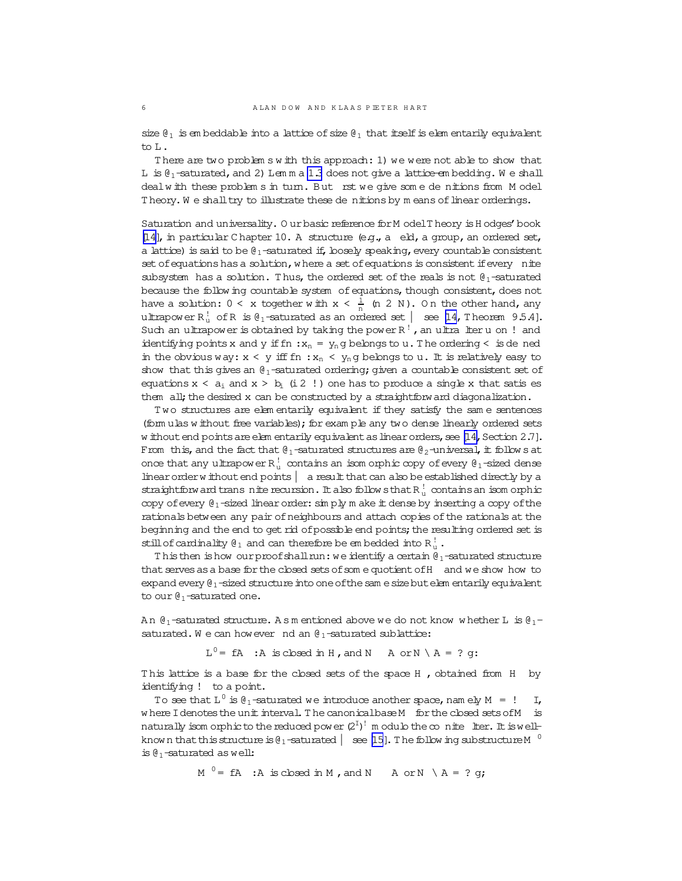size $\aleph_1$ is embeddable into a lattice of size $\aleph_1$ that itself is elementarily equivalent to $L$.

There are two problems with this approach: 1) we were not able to show that $L$ is $\aleph_1$-saturated, and 2) Lemma 1.3 does not give a lattice-embedding. We shall deal with these problems in turn. But first we give some definitions from Model Theory. We shall try to illustrate these definitions by means of linear orderings.

**Saturation and universality.** Our basic reference for Model Theory is Hodges' book [14], in particular Chapter 10. A structure (e.g., a field, a group, an ordered set, a lattice) is said to be $\aleph_1$-saturated if, loosely speaking, every countable consistent set of equations has a solution, where a set of equations is consistent if every finite subsystem has a solution. Thus, the ordered set of the reals is not $\aleph_1$-saturated because the following countable system of equations, though consistent, does not have a solution: $0 < x$ together with $x < \frac{1}{n}$ ($n \in \mathbb{N}$). On the other hand, any ultrapower $\mathbb{R}^\omega_u$ of $\mathbb{R}$ is $\aleph_1$-saturated as an ordered set — see [14, Theorem 9.5.4]. Such an ultrapower is obtained by taking the power $\mathbb{R}^\omega$, an ultrafilter $u$ on $\omega$ and identifying points $x$ and $y$ if $\{n : x_n = y_n\}$ belongs to $u$. The ordering $<$ is defined in the obvious way: $x < y$ iff $\{n : x_n < y_n\}$ belongs to $u$. It is relatively easy to show that this gives an $\aleph_1$-saturated ordering; given a countable consistent set of equations $x < a_i$ and $x > b_i$ ($i \in \omega$) one has to produce a single $x$ that satisfies them all; the desired $x$ can be constructed by a straightforward diagonalization.

Two structures are elementarily equivalent if they satisfy the same sentences (formulas without free variables); for example any two dense linearly ordered sets without end points are elementarily equivalent as linear orders, see [14, Section 2.7]. From this, and the fact that $\aleph_1$-saturated structures are $\aleph_2$-universal, it follows at once that any ultrapower $\mathbb{R}^\omega_u$ contains an isomorphic copy of every $\aleph_1$-sized dense linear order without end points — a result that can also be established directly by a straightforward transfinite recursion. It also follows that $\mathbb{R}^\omega_u$ contains an isomorphic copy of every $\aleph_1$-sized linear order: simply make it dense by inserting a copy of the rationals between any pair of neighbours and attach copies of the rationals at the beginning and the end to get rid of possible end points; the resulting ordered set is still of cardinality $\aleph_1$ and can therefore be embedded into $\mathbb{R}^\omega_u$.

This then is how our proof shall run: we identify a certain $\aleph_1$-saturated structure that serves as a base for the closed sets of some quotient of $\mathbb{H}^*$ and we show how to expand every $\aleph_1$-sized structure into one of the same size but elementarily equivalent to our $\aleph_1$-saturated one.

**An $\aleph_1$-saturated structure.** As mentioned above we do not know whether $L$ is $\aleph_1$-saturated. We can however find an $\aleph_1$-saturated sublattice:

$$L^0 = \{A^* : A \text{ is closed in } \mathbb{H}, \text{ and } \mathbb{N} \subseteq A \text{ or } \mathbb{N} \cap A = \emptyset\}.$$

This lattice is a base for the closed sets of the space $\mathbb{H}^*_\omega$, obtained from $\mathbb{H}^*$ by identifying $\omega^*$ to a point.

To see that $L^0$ is $\aleph_1$-saturated we introduce another space, namely $\mathbb{M} = \omega \times \mathbb{I}$, where $\mathbb{I}$ denotes the unit interval. The canonical base $\mathcal{M}^*$ for the closed sets of $\mathbb{M}^*$ is naturally isomorphic to the reduced power $(2^{\mathbb{I}})^\omega$ modulo the cofinite filter. It is well-known that this structure is $\aleph_1$-saturated — see [15]. The following substructure $\mathcal{M}^0$ is $\aleph_1$-saturated as well:

$$\mathcal{M}^0 = \{A^* : A \text{ is closed in } \mathbb{M}, \text{ and } \mathbb{N} \subseteq A \text{ or } \mathbb{N} \cap A = \emptyset\};$$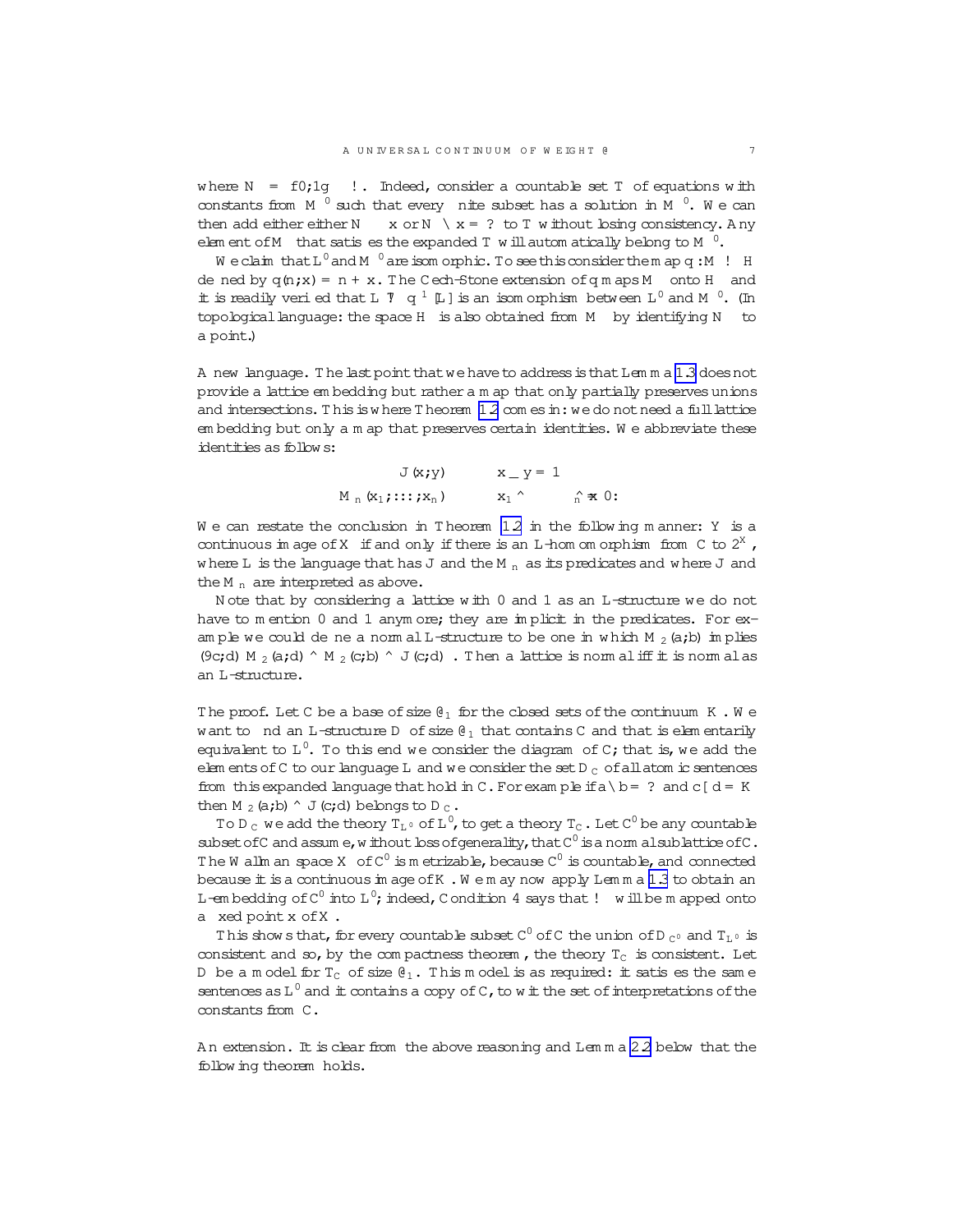where $N^* = \{0,1\} \times \omega^*$. Indeed, consider a countable set $T$ of equations with constants from $M^{\prime}$ such that every finite subset has a solution in $M^{\prime}$. We can then add either either $N^* \subseteq x$ or $N^* \cap x = \emptyset$ to $T$ without losing consistency. Any element of $M$ that satisfies the expanded $T$ will automatically belong to $M^{\prime}$.

We claim that $L^{\prime}$ and $M^{\prime}$ are isomorphic. To see this consider the map $q : M \to H$ defined by $q(n, x) = n + x$. The Čech-Stone extension of $q$ maps $M^*$ onto $H^*$ and it is readily verified that $L \mapsto q^{-1}[L]$ is an isomorphism between $L^{\prime}$ and $M^{\prime}$. (In topological language: the space $H^*$ is also obtained from $M^*$ by identifying $N^*$ to a point.)

**A new language.** The last point that we have to address is that Lemma 1.3 does not provide a lattice embedding but rather a map that only partially preserves unions and intersections. This is where Theorem 1.2 comes in: we do not need a full lattice embedding but only a map that preserves certain identities. We abbreviate these identities as follows:

$$J(x, y) \qquad x \vee y = 1$$

$$M_n(x_1, \ldots, x_n) \qquad x_1 \wedge \cdots \wedge x_n = 0.$$

We can restate the conclusion in Theorem 1.2 in the following manner: $Y$ is a continuous image of $X$ if and only if there is an $L$-homomorphism from $C$ to $2^X$, where $L$ is the language that has $J$ and the $M_n$ as its predicates and where $J$ and the $M_n$ are interpreted as above.

Note that by considering a lattice with 0 and 1 as an $L$-structure we do not have to mention 0 and 1 anymore; they are implicit in the predicates. For example we could define a normal $L$-structure to be one in which $M_2(a, b)$ implies $(\exists c, d)\bigl(M_2(a, d) \wedge M_2(c, b) \wedge J(c, d)\bigr)$. Then a lattice is normal iff it is normal as an $L$-structure.

**The proof.** Let $C$ be a base of size $\aleph_1$ for the closed sets of the continuum $K$. We want to find an $L$-structure $D$ of size $\aleph_1$ that contains $C$ and that is elementarily equivalent to $L^{\prime}$. To this end we consider the diagram of $C$; that is, we add the elements of $C$ to our language $L$ and we consider the set $D_C$ of all atomic sentences from this expanded language that hold in $C$. For example if $a \cap b = \emptyset$ and $c \cup d = K$ then $M_2(a, b) \wedge J(c, d)$ belongs to $D_C$.

To $D_C$ we add the theory $T_{L^{\prime}}$ of $L^{\prime}$, to get a theory $T_C$. Let $C^{\prime}$ be any countable subset of $C$ and assume, without loss of generality, that $C^{\prime}$ is a normal sublattice of $C$. The Wallman space $X$ of $C^{\prime}$ is metrizable, because $C^{\prime}$ is countable, and connected because it is a continuous image of $K$. We may now apply Lemma 1.3 to obtain an $L$-embedding of $C^{\prime}$ into $L^{\prime}$; indeed, Condition 4 says that $\omega^*$ will be mapped onto a fixed point $x$ of $X$.

This shows that, for every countable subset $C^{\prime}$ of $C$ the union of $D_{C^{\prime}}$ and $T_{L^{\prime}}$ is consistent and so, by the compactness theorem, the theory $T_C$ is consistent. Let $D$ be a model for $T_C$ of size $\aleph_1$. This model is as required: it satisfies the same sentences as $L^{\prime}$ and it contains a copy of $C$, to wit the set of interpretations of the constants from $C$.

**An extension.** It is clear from the above reasoning and Lemma 2.2 below that the following theorem holds.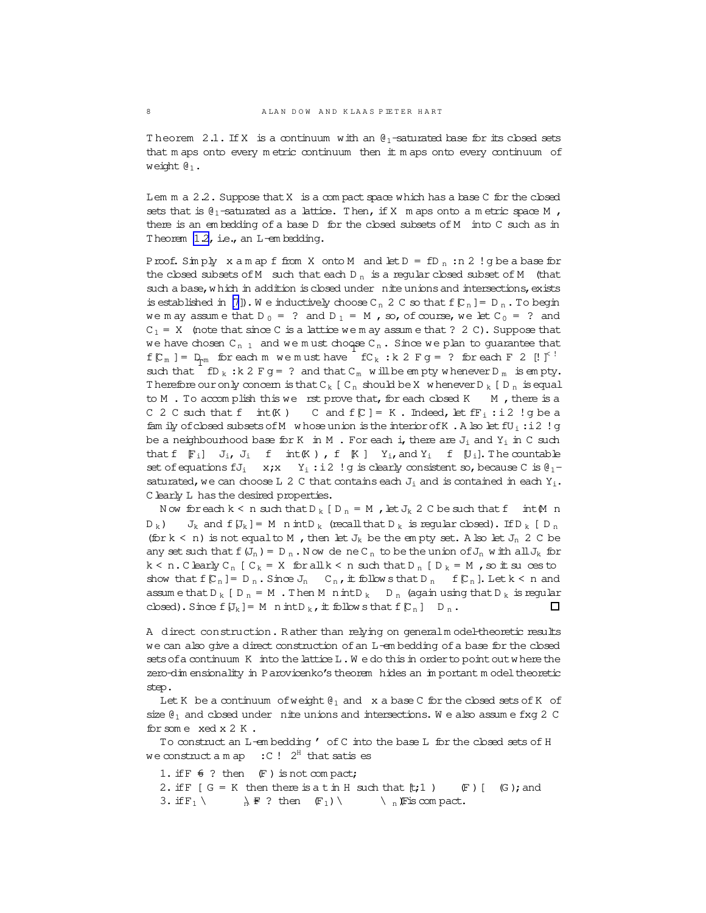**Theorem 2.1.** If $X$ is a continuum with an $\aleph_1$-saturated base for its closed sets that maps onto every metric continuum then it maps onto every continuum of weight $\aleph_1$.

**Lemma 2.2.** Suppose that $X$ is a compact space which has a base $\mathcal{C}$ for the closed sets that is $\aleph_1$-saturated as a lattice. Then, if $X$ maps onto a metric space $M$, there is an embedding of a base $\mathcal{D}$ for the closed subsets of $M$ into $\mathcal{C}$ such as in Theorem 1.2, i.e., an $\mathbb{L}$-embedding.

*Proof.* Simply fix a map $f$ from $X$ onto $M$ and let $\mathcal{D} = \{D_n : n \in \omega\}$ be a base for the closed subsets of $M$ such that each $D_n$ is a regular closed subset of $M$ (that such a base, which in addition is closed under finite unions and intersections, exists is established in [7]). We inductively choose $C_n \in \mathcal{C}$ so that $f[C_n] = D_n$. To begin we may assume that $D_0 = \emptyset$ and $D_1 = M$, so, of course, we let $C_0 = \emptyset$ and $C_1 = X$ (note that since $\mathcal{C}$ is a lattice we may assume that $\emptyset \in \mathcal{C}$). Suppose that we have chosen $C_{n-1}$ and we must choose $C_n$. Since we plan to guarantee that $f[C_m] = D_m$ for each $m$ we must have $\bigcap\{C_k : k \in F\} = \emptyset$ for each $F \in [\omega]^{<\omega}$ such that $\bigcap\{D_k : k \in F\} = \emptyset$ and that $C_m$ will be empty whenever $D_m$ is empty. Therefore our only concern is that $C_k \cup C_n$ should be $X$ whenever $D_k \cup D_n$ is equal to $M$. To accomplish this we first prove that, for each closed $K \subseteq M$, there is a $C \in \mathcal{C}$ such that $f^{\leftarrow}\operatorname{int}(K) \subseteq C$ and $f[C] = K$. Indeed, let $\{F_i : i \in \omega\}$ be a family of closed subsets of $M$ whose union is the interior of $K$. Also let $\{U_i : i \in \omega\}$ be a neighbourhood base for $K$ in $M$. For each $i$, there are $J_i$ and $Y_i$ in $\mathcal{C}$ such that $f^{\leftarrow}[F_i] \subseteq J_i$, $J_i \subseteq f^{\leftarrow}\operatorname{int}(K)$, $f^{\leftarrow}[K] \subseteq Y_i$, and $Y_i \subseteq f^{\leftarrow}[U_i]$. The countable set of equations $\{J_i \subseteq x; x \subseteq Y_i : i \in \omega\}$ is clearly consistent so, because $\mathcal{C}$ is $\aleph_1$-saturated, we can choose $L \in \mathcal{C}$ that contains each $J_i$ and is contained in each $Y_i$. Clearly $L$ has the desired properties.

Now for each $k < n$ such that $D_k \cup D_n = M$, let $J_k \in \mathcal{C}$ be such that $f^{\leftarrow}\operatorname{int}(M \setminus D_k) \subseteq J_k$ and $f[J_k] = M \setminus \operatorname{int} D_k$ (recall that $D_k$ is regular closed). If $D_k \cup D_n$ (for $k < n$) is not equal to $M$, then let $J_k$ be the empty set. Also let $J_n \in \mathcal{C}$ be any set such that $f(J_n) = D_n$. Now define $C_n$ to be the union of $J_n$ with all $J_k$ for $k < n$. Clearly $C_n \cup C_k = X$ for all $k < n$ such that $D_n \cup D_k = M$, so it suffices to show that $f[C_n] = D_n$. Since $J_n \subseteq C_n$, it follows that $D_n \subseteq f[C_n]$. Let $k < n$ and assume that $D_k \cup D_n = M$. Then $M \setminus \operatorname{int} D_k \subseteq D_n$ (again using that $D_k$ is regular closed). Since $f[J_k] = M \setminus \operatorname{int} D_k$, it follows that $f[C_n] \subseteq D_n$. $\square$

**A direct construction.** Rather than relying on general model-theoretic results we can also give a direct construction of an $\mathbb{L}$-embedding of a base for the closed sets of a continuum $K$ into the lattice $\mathbb{L}$. We do this in order to point out where the zero-dimensionality in Parovičenko's theorem hides an important model theoretic step.

Let $K$ be a continuum of weight $\aleph_1$ and fix a base $\mathcal{C}$ for the closed sets of $K$ of size $\aleph_1$ and closed under finite unions and intersections. We also assume $\{x\} \in \mathcal{C}$ for some fixed $x \in K$.

To construct an $\mathbb{L}$-embedding $\varphi$ of $\mathcal{C}$ into the base $\mathbb{L}$ for the closed sets of $\mathbb{H}$ we construct a map $\psi : \mathcal{C} \to 2^{\mathbb{H}}$ that satisfies

1. if $F \neq \emptyset$ then $\psi(F)$ is not compact;
2. if $F \cup G = K$ then there is a $t$ in $\mathbb{H}$ such that $[t, 1) \subseteq \psi(F) \cup \psi(G)$; and
3. if $F_1 \cap \cdots \cap F_n = \emptyset$ then $\psi(F_1) \cap \cdots \cap \psi(F_n)$ is compact.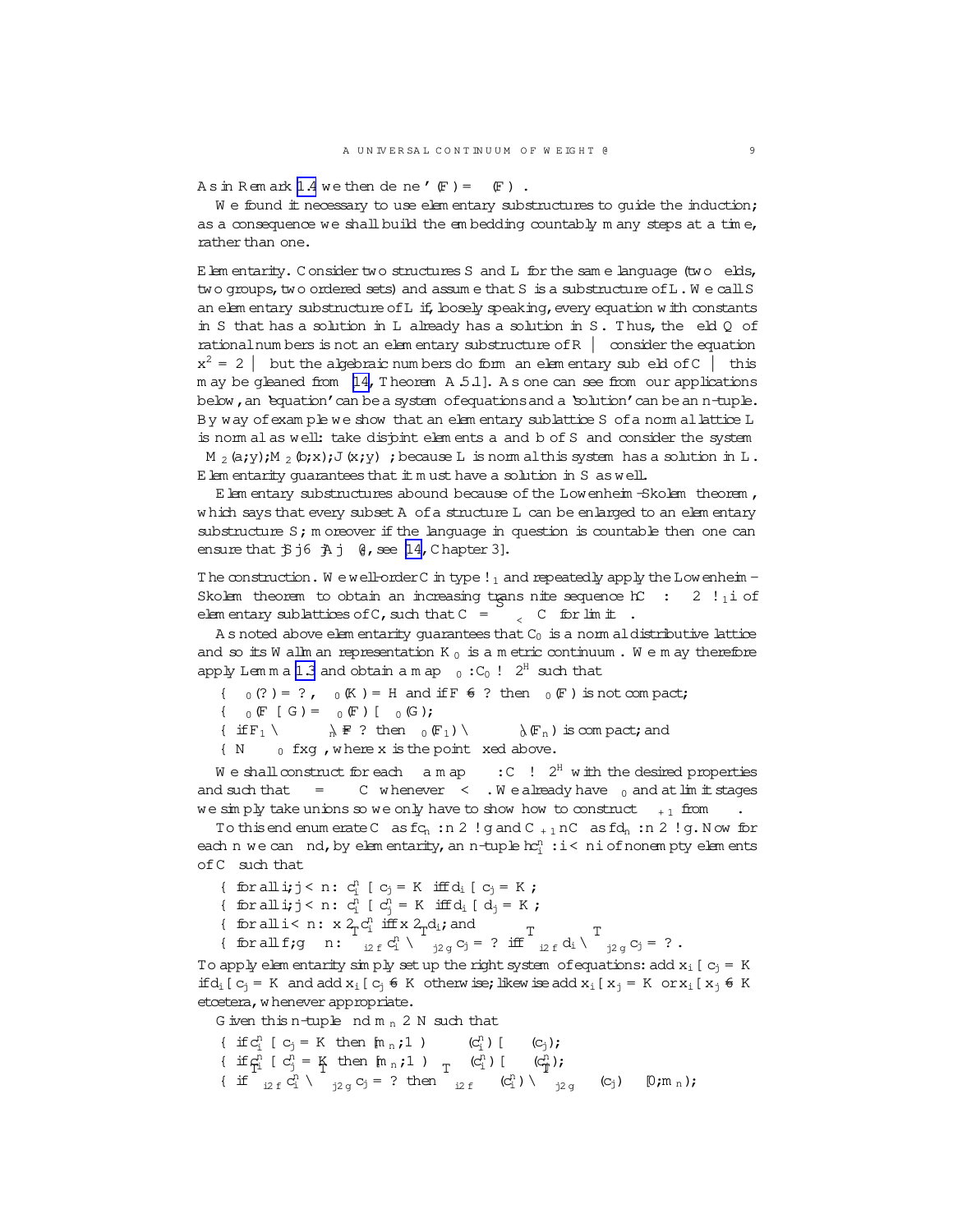As in Remark 1.4 we then define $\varphi(F) = \psi(F)$.

We found it necessary to use elementary substructures to guide the induction; as a consequence we shall build the embedding countably many steps at a time, rather than one.

**Elementarity.** Consider two structures $S$ and $L$ for the same language (two fields, two groups, two ordered sets) and assume that $S$ is a substructure of $L$. We call $S$ an elementary substructure of $L$ if, loosely speaking, every equation with constants in $S$ that has a solution in $L$ already has a solution in $S$. Thus, the field $\mathbb{Q}$ of rational numbers is not an elementary substructure of $\mathbb{R}$ — consider the equation $x^2 = 2$ — but the algebraic numbers do form an elementary subfield of $\mathbb{C}$ — this may be gleaned from [14, Theorem A.5.1]. As one can see from our applications below, an 'equation' can be a system of equations and a 'solution' can be an $n$-tuple. By way of example we show that an elementary sublattice $S$ of a normal lattice $L$ is normal as well: take disjoint elements $a$ and $b$ of $S$ and consider the system $\langle M_2(a;y), M_2(b;x), J(x;y)\rangle$; because $L$ is normal this system has a solution in $L$. Elementarity guarantees that it must have a solution in $S$ as well.

Elementary substructures abound because of the Löwenheim–Skolem theorem, which says that every subset $A$ of a structure $L$ can be enlarged to an elementary substructure $S$; moreover if the language in question is countable then one can ensure that $|S| \leq |A| \cdot \aleph_0$, see [14, Chapter 3].

**The construction.** We well-order $C$ in type $\omega_1$ and repeatedly apply the Löwenheim–Skolem theorem to obtain an increasing transfinite sequence $\langle C_\alpha : \alpha \in \omega_1\rangle$ of elementary sublattices of $C$, such that $C_\alpha = \bigcup_{\beta<\alpha} C_\beta$ for limit $\alpha$.

As noted above elementarity guarantees that $C_0$ is a normal distributive lattice and so its Wallman representation $K_0$ is a metric continuum. We may therefore apply Lemma 1.3 and obtain a map $\varphi_0 : C_0 \to 2^{\mathbb{H}}$ such that

- $\varphi_0(\emptyset) = \emptyset$, $\varphi_0(K) = \mathbb{H}$ and if $F \neq \emptyset$ then $\varphi_0(F)$ is not compact;
- $\varphi_0(F \cup G) = \varphi_0(F) \cup \varphi_0(G)$;
- if $F_1 \cap \cdots \cap F_n \neq \emptyset$ then $\varphi_0(F_1) \cap \cdots \cap \varphi_0(F_n)$ is compact; and
- $\mathbb{N} \subseteq^* \varphi_0\{x\}$, where $x$ is the point fixed above.

We shall construct for each $\alpha$ a map $\varphi_\alpha : C_\alpha \to 2^{\mathbb{H}}$ with the desired properties and such that $\varphi_\beta = \varphi_\alpha \restriction C_\beta$ whenever $\beta < \alpha$. We already have $\varphi_0$ and at limit stages we simply take unions so we only have to show how to construct $\varphi_{\alpha+1}$ from $\varphi_\alpha$.

To this end enumerate $C_\alpha$ as $\{c_n : n \in \omega\}$ and $C_{\alpha+1} \setminus C_\alpha$ as $\{d_n : n \in \omega\}$. Now for each $n$ we can find, by elementarity, an $n$-tuple $\langle c_i^n : i < n\rangle$ of nonempty elements of $C_\alpha$ such that

- for all $i, j < n$: $c_i^n \cup c_j = K$ iff $d_i \cup c_j = K$;
- for all $i, j < n$: $c_i^n \cup c_j^n = K$ iff $d_i \cup d_j = K$;
- for all $i < n$: $x \in c_i^n$ iff $x \in d_i$; and
- for all $f, g \subseteq n$: $\bigcap_{i\in f} c_i^n \cap \bigcap_{j\in g} c_j = \emptyset$ iff $\bigcap_{i\in f} d_i \cap \bigcap_{j\in g} c_j = \emptyset$.

To apply elementarity simply set up the right system of equations: add $x_i \cup c_j = K$ if $d_i \cup c_j = K$ and add $x_i \cup c_j \neq K$ otherwise; likewise add $x_i \cup x_j = K$ or $x_i \cup x_j \neq K$ etcetera, whenever appropriate.

Given this $n$-tuple find $m_n \in \mathbb{N}$ such that

- if $c_i^n \cup c_j = K$ then $[m_n, \infty) \subseteq \varphi_\alpha(c_i^n) \cup \varphi_\alpha(c_j)$;
- if $c_i^n \cup c_j^n = K$ then $[m_n, \infty) \subseteq \varphi_\alpha(c_i^n) \cup \varphi_\alpha(c_j^n)$;
- if $\bigcap_{i\in f} c_i^n \cap \bigcap_{j\in g} c_j = \emptyset$ then $\bigcap_{i\in f} \varphi_\alpha(c_i^n) \cap \bigcap_{j\in g} \varphi_\alpha(c_j) \subseteq [0, m_n)$;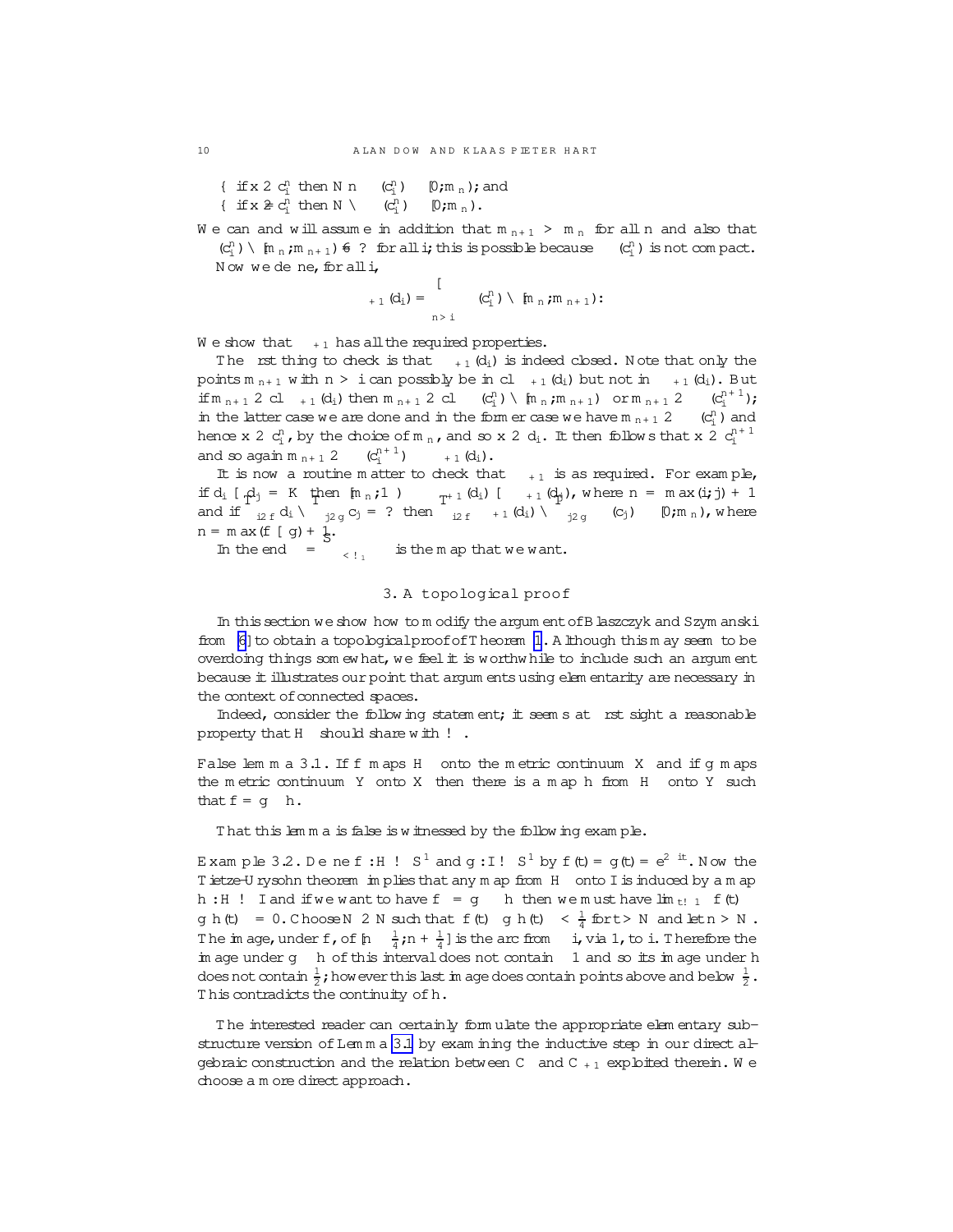– if $x \in c_i^n$ then $\mathbb{N} \setminus \psi(c_i^n) \subseteq [0, m_n)$; and
– if $x \notin c_i^n$ then $\mathbb{N} \cap \psi(c_i^n) \subseteq [0, m_n)$.

We can and will assume in addition that $m_{n+1} > m_n$ for all $n$ and also that $\psi(c_i^n) \cap [m_n, m_{n+1}) \neq \emptyset$ for all $i$; this is possible because $\psi(c_i^n)$ is not compact.

Now we define, for all $i$,

$$\psi_{\alpha+1}(d_i) = \bigcup_{n>i} \psi(c_i^n) \cap [m_n, m_{n+1}).$$

We show that $\psi_{\alpha+1}$ has all the required properties.

The first thing to check is that $\psi_{\alpha+1}(d_i)$ is indeed closed. Note that only the points $m_{n+1}$ with $n > i$ can possibly be in $\operatorname{cl} \psi_{\alpha+1}(d_i)$ but not in $\psi_{\alpha+1}(d_i)$. But if $m_{n+1} \in \operatorname{cl} \psi_{\alpha+1}(d_i)$ then $m_{n+1} \in \operatorname{cl} \bigl(\psi(c_i^n) \cap [m_n, m_{n+1})\bigr)$ or $m_{n+1} \in \psi(c_i^{n+1})$; in the latter case we are done and in the former case we have $m_{n+1} \in \psi(c_i^n)$ and hence $x \in c_i^n$, by the choice of $m_n$, and so $x \in d_i$. It then follows that $x \in c_i^{n+1}$ and so again $m_{n+1} \in \psi(c_i^{n+1}) \subseteq \psi_{\alpha+1}(d_i)$.

It is now a routine matter to check that $\psi_{\alpha+1}$ is as required. For example, if $d_i \cup d_j = K$ then $[m_n, \infty) \subseteq \psi_{\alpha+1}(d_i) \cup \psi_{\alpha+1}(d_j)$, where $n = \max(i,j) + 1$ and if $\bigcap_{i \in f} d_i \cap \bigcap_{j \in g} c_j = \emptyset$ then $\bigcap_{i \in f} \psi_{\alpha+1}(d_i) \cap \bigcap_{j \in g} \psi(c_j) \subseteq [0, m_n)$, where $n = \max(f \cup g) + 1$.

In the end $\psi = \bigcup_{\alpha < \omega_1} \psi_\alpha$ is the map that we want.

## 3. A topological proof

In this section we show how to modify the argument of Błaszczyk and Szymański from [6] to obtain a topological proof of Theorem 1. Although this may seem to be overdoing things somewhat, we feel it is worthwhile to include such an argument because it illustrates our point that arguments using elementarity are necessary in the context of connected spaces.

Indeed, consider the following statement; it seems at first sight a reasonable property that $\mathbb{H}^*$ should share with $\omega^*$.

**False lemma 3.1.** If $f$ maps $\mathbb{H}^*$ onto the metric continuum $X$ and if $g$ maps the metric continuum $Y$ onto $X$ then there is a map $h$ from $\mathbb{H}^*$ onto $Y$ such that $f = g \circ h$.

That this lemma is false is witnessed by the following example.

**Example 3.2.** Define $f : \mathbb{H} \to S^1$ and $g : \mathbb{I} \to S^1$ by $f(t) = g(t) = e^{2\pi i t}$. Now the Tietze-Urysohn theorem implies that any map from $\mathbb{H}^*$ onto $\mathbb{I}$ is induced by a map $h : \mathbb{H} \to \mathbb{I}$ and if we want to have $f^* = g \circ h^*$ then we must have $\lim_{t \to \infty} \bigl| f(t) - g \circ h(t) \bigr| = 0$. Choose $N \in \mathbb{N}$ such that $\bigl| f(t) - g \circ h(t) \bigr| < \frac{1}{4}$ for $t > N$ and let $n > N$. The image, under $f$, of $[n - \frac{1}{4}, n + \frac{1}{4}]$ is the arc from $-i$, via $1$, to $i$. Therefore the image under $g \circ h$ of this interval does not contain $-1$ and so its image under $h$ does not contain $\frac{1}{2}$; however this last image does contain points above and below $\frac{1}{2}$. This contradicts the continuity of $h$.

The interested reader can certainly formulate the appropriate elementary substructure version of Lemma 3.1 by examining the inductive step in our direct algebraic construction and the relation between $C_\alpha$ and $C_{\alpha+1}$ exploited therein. We choose a more direct approach.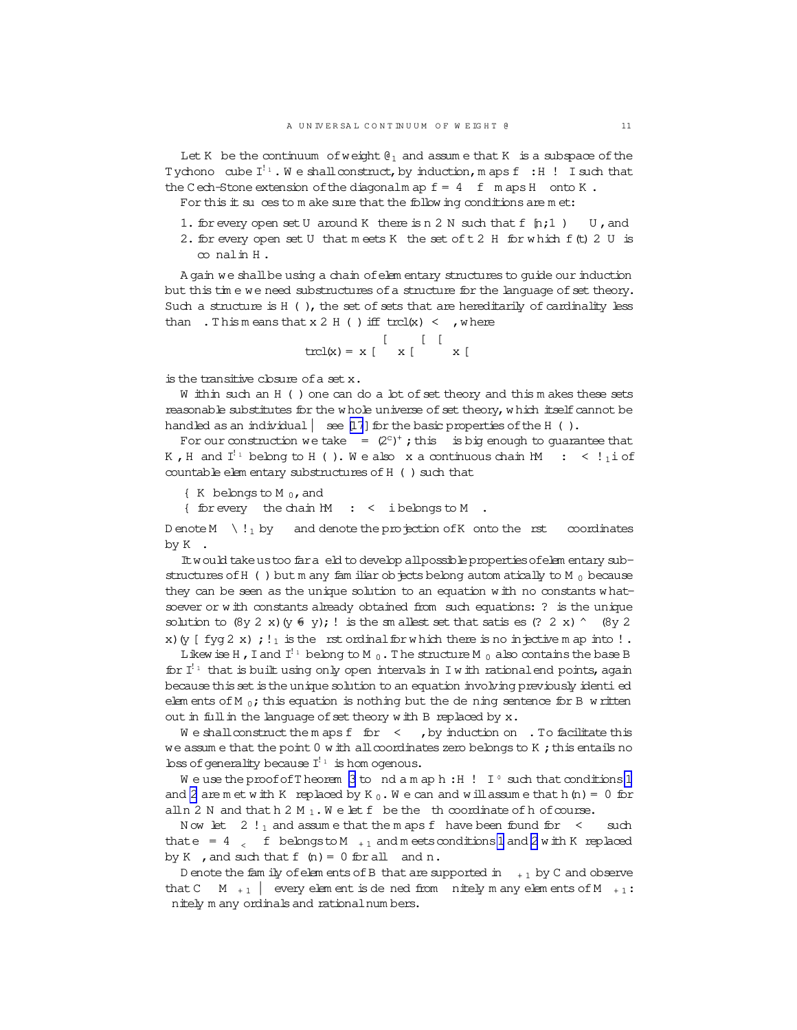Let $K$ be the continuum of weight $\aleph_1$ and assume that $K$ is a subspace of the Tychonoff cube $I^{\omega_1}$. We shall construct, by induction, maps $f_\alpha : \mathbb{H} \to I$ such that the Čech-Stone extension of the diagonal map $f = \triangle_\alpha f_\alpha$ maps $\mathbb{H}^*$ onto $K$.

For this it suffices to make sure that the following conditions are met:

1. for every open set $U$ around $K$ there is $n \in \mathbb{N}$ such that $f[[n,\infty)] \subseteq U$, and
2. for every open set $U$ that meets $K$ the set of $t \in \mathbb{H}$ for which $f(t) \in U$ is cofinal in $\mathbb{H}$.

Again we shall be using a chain of elementary structures to guide our induction but this time we need substructures of a structure for the language of set theory. Such a structure is $H(\kappa)$, the set of sets that are hereditarily of cardinality less than $\kappa$. This means that $x \in H(\kappa)$ iff $|\operatorname{trcl}(x)| < \kappa$, where

$$\operatorname{trcl}(x) = x \cup \bigcup x \cup \bigcup\bigcup x \cup \cdots$$

is the transitive closure of a set $x$.

Within such an $H(\kappa)$ one can do a lot of set theory and this makes these sets reasonable substitutes for the whole universe of set theory, which itself cannot be handled as an individual — see [17] for the basic properties of the $H(\kappa)$.

For our construction we take $\kappa = (2^{\mathfrak{c}})^+$; this $\kappa$ is big enough to guarantee that $K$, $\mathbb{H}$ and $I^{\omega_1}$ belong to $H(\kappa)$. We also fix a continuous chain $\langle M_\alpha : \alpha < \omega_1 \rangle$ of countable elementary substructures of $H(\kappa)$ such that

- $K$ belongs to $M_0$, and
- for every $\alpha$ the chain $\langle M_\beta : \beta < \alpha \rangle$ belongs to $M_\alpha$.

Denote $M_\alpha \cap \omega_1$ by $\delta_\alpha$ and denote the projection of $K$ onto the first $\delta_\alpha$ coordinates by $K_\alpha$.

It would take us too far afield to develop all possible properties of elementary substructures of $H(\kappa)$ but many familiar objects belong automatically to $M_0$ because they can be seen as the unique solution to an equation with no constants whatsoever or with constants already obtained from such equations: $\emptyset$ is the unique solution to $(\forall y \in x)(y \neq y)$; $\omega$ is the smallest set that satisfies $(\emptyset \in x) \wedge (\forall y \in x)(y \cup \{y\} \in x)$; $\omega_1$ is the first ordinal for which there is no injective map into $\omega$.

Likewise $\mathbb{H}$, $I$ and $I^{\omega_1}$ belong to $M_0$. The structure $M_0$ also contains the base $\mathcal{B}$ for $I^{\omega_1}$ that is built using only open intervals in $I$ with rational end points, again because this set is the unique solution to an equation involving previously identified elements of $M_0$; this equation is nothing but the defining sentence for $\mathcal{B}$ written out in full in the language of set theory with $\mathcal{B}$ replaced by $x$.

We shall construct the maps $f_\alpha$ for $\alpha < \omega_1$, by induction on $\alpha$. To facilitate this we assume that the point $\mathbf{0}$ with all coordinates zero belongs to $K$; this entails no loss of generality because $I^{\omega_1}$ is homogenous.

We use the proof of Theorem 3 to find a map $h : \mathbb{H} \to I^{\delta_0}$ such that conditions 1 and 2 are met with $K$ replaced by $K_0$. We can and will assume that $h(n) = \mathbf{0}$ for all $n \in \mathbb{N}$ and that $h \in M_1$. We let $f_\alpha$ be the $\alpha$th coordinate of $h$ of course.

Now let $\alpha \in \omega_1$ and assume that the maps $f_\beta$ have been found for $\beta < \delta_\alpha$ such that $e_\alpha = \triangle_{\beta<\delta_\alpha} f_\beta$ belongs to $M_{\alpha+1}$ and meets conditions 1 and 2 with $K$ replaced by $K_\alpha$, and such that $f_\beta(n) = 0$ for all $\beta$ and $n$.

Denote the family of elements of $\mathcal{B}$ that are supported in $\delta_{\alpha+1}$ by $\mathcal{C}$ and observe that $\mathcal{C} \subseteq M_{\alpha+1}$ — every element is defined from finitely many elements of $M_{\alpha+1}$: finitely many ordinals and rational numbers.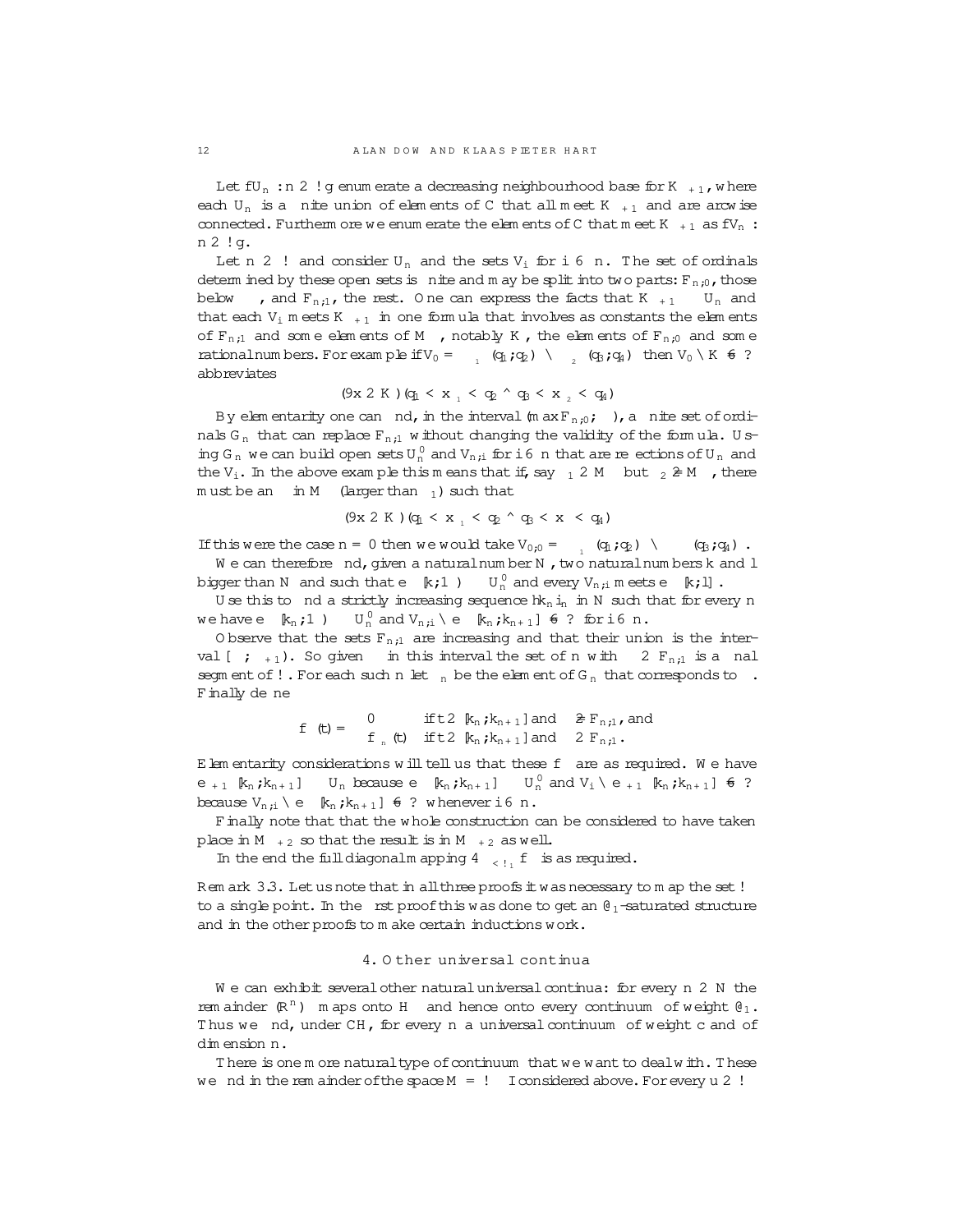Let $\{U_n : n \in \omega\}$ enumerate a decreasing neighbourhood base for $K_{\alpha+1}$, where each $U_n$ is a finite union of elements of $\mathcal{C}$ that all meet $K_{\alpha+1}$ and are arcwise connected. Furthermore we enumerate the elements of $\mathcal{C}$ that meet $K_{\alpha+1}$ as $\{V_n : n \in \omega\}$.

Let $n \in \omega$ and consider $U_n$ and the sets $V_i$ for $i \leqslant n$. The set of ordinals determined by these open sets is finite and may be split into two parts: $F_{n,0}$, those below $\alpha$, and $F_{n,1}$, the rest. One can express the facts that $K_{\alpha+1} \subseteq U_n$ and that each $V_i$ meets $K_{\alpha+1}$ in one formula that involves as constants the elements of $F_{n,1}$ and some elements of $M_\alpha$, notably $K_\alpha$, the elements of $F_{n,0}$ and some rational numbers. For example if $V_0 = \pi_{\beta_1}^{\leftarrow}(q_1, q_2) \cap \pi_{\beta_2}^{\leftarrow}(q_3, q_4)$ then $V_0 \cap K_\alpha \neq \emptyset$ abbreviates

$$(\exists x \in K_\alpha)(q_1 < x_{\beta_1} < q_2 \wedge q_3 < x_{\beta_2} < q_4)$$

By elementarity one can find, in the interval $(\max F_{n,0}, \alpha)$, a finite set of ordinals $G_n$ that can replace $F_{n,1}$ without changing the validity of the formula. Using $G_n$ we can build open sets $U_n^0$ and $V_{n,i}$ for $i \leqslant n$ that are reflections of $U_n$ and the $V_i$. In the above example this means that if, say $\beta_1 \in M_\alpha$ but $\beta_2 \notin M_\alpha$, there must be an $\eta$ in $M_\alpha$ (larger than $\beta_1$) such that

$$(\exists x \in K_\alpha)(q_1 < x_{\beta_1} < q_2 \wedge q_3 < x_\eta < q_4)$$

If this were the case $n = 0$ then we would take $V_{0,0} = \pi_{\beta_1}^{\leftarrow}(q_1, q_2) \cap \pi_\eta^{\leftarrow}(q_3, q_4)$.

We can therefore find, given a natural number $N$, two natural numbers $k$ and $l$ bigger than $N$ and such that $e_\alpha[k, l) \subseteq U_n^0$ and every $V_{n,i}$ meets $e_\alpha[k, l]$.

Use this to find a strictly increasing sequence $\langle k_n \rangle_n$ in $\mathbb{N}$ such that for every $n$ we have $e_\alpha[k_n, l) \subseteq U_n^0$ and $V_{n,i} \cap e_\alpha[k_n, k_{n+1}] \neq \emptyset$ for $i \leqslant n$.

Observe that the sets $F_{n,1}$ are increasing and that their union is the interval $[\alpha, \alpha+1)$. So given $\beta$ in this interval the set of $n$ with $\beta \in F_{n,1}$ is a final segment of $\omega$. For each such $n$ let $\beta_n$ be the element of $G_n$ that corresponds to $\beta$. Finally define

$$f_\beta(t) = \begin{cases} 0 & \text{if } t \in [k_n, k_{n+1}] \text{ and } \beta \notin F_{n,1}, \text{ and} \\ f_{\beta_n}(t) & \text{if } t \in [k_n, k_{n+1}] \text{ and } \beta \in F_{n,1}. \end{cases}$$

Elementarity considerations will tell us that these $f_\beta$ are as required. We have $e_{\alpha+1}[k_n, k_{n+1}] \subseteq U_n$ because $e_\alpha[k_n, k_{n+1}] \subseteq U_n^0$ and $V_i \cap e_{\alpha+1}[k_n, k_{n+1}] \neq \emptyset$ because $V_{n,i} \cap e_\alpha[k_n, k_{n+1}] \neq \emptyset$ whenever $i \leqslant n$.

Finally note that that the whole construction can be considered to have taken place in $M_{\alpha+2}$ so that the result is in $M_{\alpha+2}$ as well.

In the end the full diagonal mapping $\triangle_{\alpha<\omega_1} f_\alpha$ is as required.

**Remark 3.3.** Let us note that in all three proofs it was necessary to map the set $\omega$ to a single point. In the first proof this was done to get an $\aleph_1$-saturated structure and in the other proofs to make certain inductions work.

## 4. Other universal continua

We can exhibit several other natural universal continua: for every $n \in \mathbb{N}$ the remainder $(\mathbb{R}^n)^*$ maps onto $\mathbb{H}^*$ and hence onto every continuum of weight $\aleph_1$. Thus we find, under CH, for every $n$ a universal continuum of weight $\mathfrak{c}$ and of dimension $n$.

There is one more natural type of continuum that we want to deal with. These we find in the remainder of the space $\mathbb{M} = \omega \times \mathbb{I}$ considered above. For every $u \in \omega^*$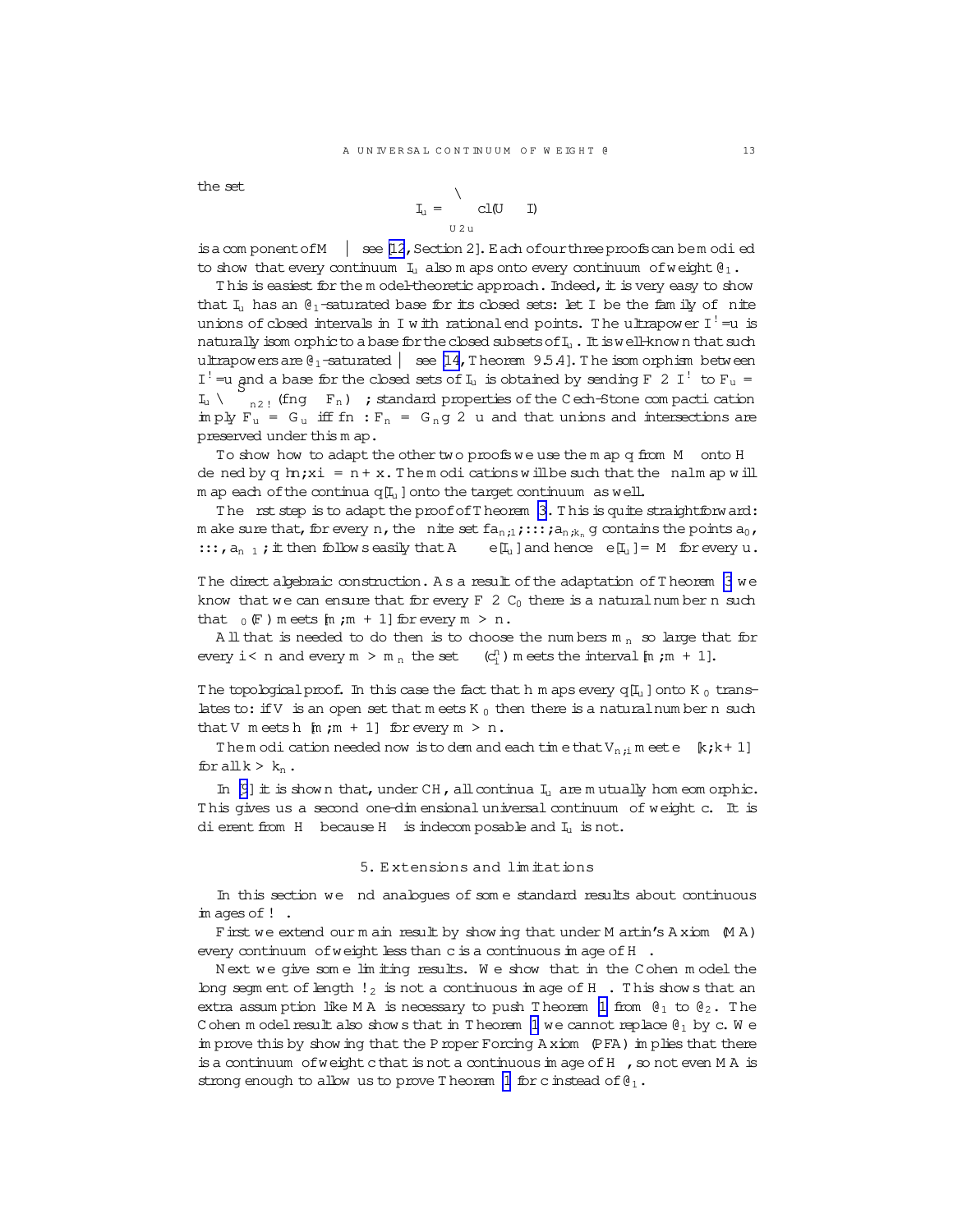the set

$$I_u = \bigcap_{U \in u} \operatorname{cl}(U \times I)$$

is a component of $M^*$ — see [12, Section 2]. Each of our three proofs can be modified to show that every continuum $I_u$ also maps onto every continuum of weight $\aleph_1$.

This is easiest for the model-theoretic approach. Indeed, it is very easy to show that $I_u$ has an $\aleph_1$-saturated base for its closed sets: let $\mathcal{I}$ be the family of finite unions of closed intervals in $I$ with rational end points. The ultrapower $\mathcal{I}^\omega/u$ is naturally isomorphic to a base for the closed subsets of $I_u$. It is well-known that such ultrapowers are $\aleph_1$-saturated — see [14, Theorem 9.5.4]. The isomorphism between $\mathcal{I}^\omega/u$ and a base for the closed sets of $I_u$ is obtained by sending $F \in \mathcal{I}^\omega$ to $F_u = I_u \cap \bigcup_{n \in \omega}(\{n\} \times F_n)^*$; standard properties of the Čech-Stone compactification imply $F_u = G_u$ iff $\{n : F_n = G_n\} \in u$ and that unions and intersections are preserved under this map.

To show how to adapt the other two proofs we use the map $q$ from $M$ onto $\mathbb{H}$ defined by $q\langle n, x\rangle = n + x$. The modifications will be such that the final map will map each of the continua $q[I_u]$ onto the target continuum as well.

The first step is to adapt the proof of Theorem 3. This is quite straightforward: make sure that, for every $n$, the finite set $\{a_{n,1}, \ldots, a_{n,k_n}\}$ contains the points $a_0$, $\ldots$, $a_{n-1}$; it then follows easily that $A \subseteq e[I_u]$ and hence $e[I_u] = M^*$ for every $u$.

**The direct algebraic construction.** As a result of the adaptation of Theorem 3 we know that we can ensure that for every $F \in C_0$ there is a natural number $n$ such that $\varphi_0(F)$ meets $[m, m+1]$ for every $m > n$.

All that is needed to do then is to choose the numbers $m_n$ so large that for every $i < n$ and every $m > m_n$ the set $\varphi(c_i^n)$ meets the interval $[m, m+1]$.

**The topological proof.** In this case the fact that $h$ maps every $q[I_u]$ onto $K_0$ translates to: if $V$ is an open set that meets $K_0$ then there is a natural number $n$ such that $V$ meets $h^{\leftarrow}[m, m+1]$ for every $m > n$.

The modification needed now is to demand each time that $V_{n,i}$ meet $e^{\leftarrow}[k, k+1]$ for all $k > k_n$.

In [9] it is shown that, under CH, all continua $I_u$ are mutually homeomorphic. This gives us a second one-dimensional universal continuum of weight $\mathfrak{c}$. It is different from $\mathbb{H}^*$ because $\mathbb{H}^*$ is indecomposable and $I_u$ is not.

## 5. Extensions and limitations

In this section we find analogues of some standard results about continuous images of $\omega^*$.

First we extend our main result by showing that under Martin's Axiom (MA) every continuum of weight less than $\mathfrak{c}$ is a continuous image of $\mathbb{H}^*$.

Next we give some limiting results. We show that in the Cohen model the long segment of length $\omega_2$ is not a continuous image of $\mathbb{H}^*$. This shows that an extra assumption like MA is necessary to push Theorem 1 from $\aleph_1$ to $\aleph_2$. The Cohen model result also shows that in Theorem 1 we cannot replace $\aleph_1$ by $\mathfrak{c}$. We improve this by showing that the Proper Forcing Axiom (PFA) implies that there is a continuum of weight $\mathfrak{c}$ that is not a continuous image of $\mathbb{H}^*$, so not even MA is strong enough to allow us to prove Theorem 1 for $\mathfrak{c}$ instead of $\aleph_1$.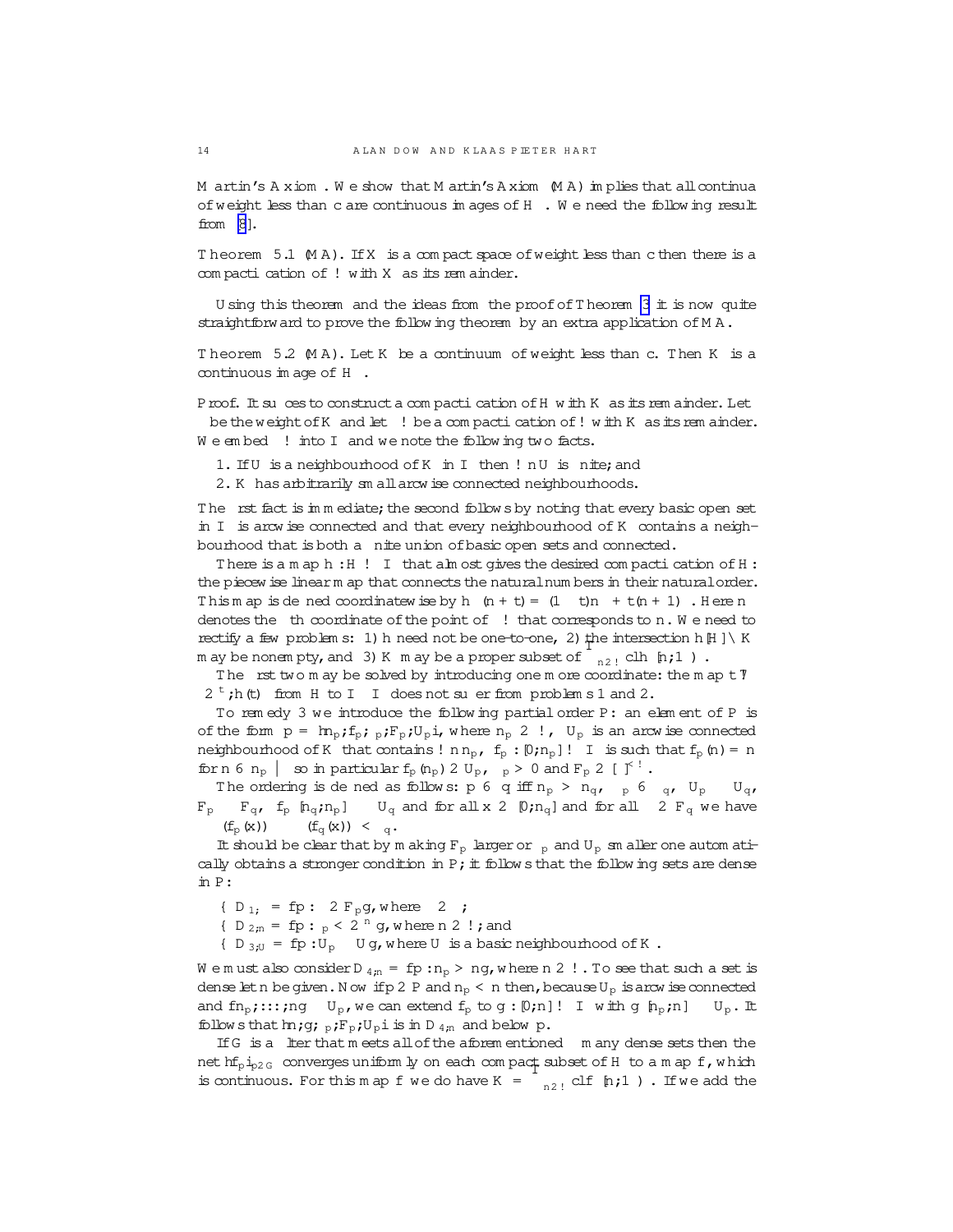**Martin's Axiom.** We show that Martin's Axiom (MA) implies that all continua of weight less than $\mathfrak{c}$ are continuous images of $\mathbb{H}^*$. We need the following result from [8].

**Theorem 5.1** (MA). *If $X$ is a compact space of weight less than $\mathfrak{c}$ then there is a compactification of $\omega$ with $X$ as its remainder.*

Using this theorem and the ideas from the proof of Theorem 3 it is now quite straightforward to prove the following theorem by an extra application of MA.

**Theorem 5.2** (MA). *Let $K$ be a continuum of weight less than $\mathfrak{c}$. Then $K$ is a continuous image of $\mathbb{H}^*$.*

*Proof.* It suffices to construct a compactification of $\mathbb{H}$ with $K$ as its remainder. Let $\kappa$ be the weight of $K$ and let $\gamma\omega$ be a compactification of $\omega$ with $K$ as its remainder. We embed $\gamma\omega$ into $\mathbb{I}^\kappa$ and we note the following two facts.

1. If $U$ is a neighbourhood of $K$ in $\mathbb{I}^\kappa$ then $\omega \setminus U$ is finite; and
2. $K$ has arbitrarily small arcwise connected neighbourhoods.

The first fact is immediate; the second follows by noting that every basic open set in $\mathbb{I}^\kappa$ is arcwise connected and that every neighbourhood of $K$ contains a neighbourhood that is both a finite union of basic open sets and connected.

There is a map $h : \mathbb{H} \to \mathbb{I}^\kappa$ that almost gives the desired compactification of $\mathbb{H}$: the piecewise linear map that connects the natural numbers in their natural order. This map is defined coordinatewise by $h_\alpha(n+t) = (1-t)n_\alpha + t(n+1)_\alpha$. Here $n_\alpha$ denotes the $\alpha$th coordinate of the point of $\gamma\omega$ that corresponds to $n$. We need to rectify a few problems: 1) $h$ need not be one-to-one, 2) the intersection $h[\mathbb{H}] \cap K$ may be nonempty, and 3) $K$ may be a proper subset of $\bigcap_{n\in\omega} \operatorname{cl} h[[n,\infty)]$.

The first two may be solved by introducing one more coordinate: the map $t \mapsto \langle 2^{-t}, h(t) \rangle$ from $\mathbb{H}$ to $\mathbb{I} \times \mathbb{I}^\kappa$ does not suffer from problems 1 and 2.

To remedy 3 we introduce the following partial order $\mathbb{P}$: an element of $\mathbb{P}$ is of the form $p = \langle n_p, f_p, \varepsilon_p, F_p, U_p \rangle$, where $n_p \in \omega$, $U_p$ is an arcwise connected neighbourhood of $K$ that contains $\omega \setminus n_p$, $f_p : [0, n_p] \to \mathbb{I}^\kappa$ is such that $f_p(n) = n$ for $n \leqslant n_p$ — so in particular $f_p(n_p) \in U_p$, $\varepsilon_p > 0$ and $F_p \in [\kappa]^{<\omega}$.

The ordering is defined as follows: $p \leqslant q$ iff $n_p > n_q$, $\varepsilon_p \leqslant \varepsilon_q$, $U_p \subseteq U_q$, $F_p \supseteq F_q$, $f_p[[n_q, n_p]] \subseteq U_q$ and for all $x \in [0, n_q]$ and for all $\alpha \in F_q$ we have $|\pi_\alpha(f_p(x)) - \pi_\alpha(f_q(x))| < \varepsilon_q$.

It should be clear that by making $F_p$ larger or $\varepsilon_p$ and $U_p$ smaller one automatically obtains a stronger condition in $\mathbb{P}$; it follows that the following sets are dense in $\mathbb{P}$:

- $D_{1,\alpha} = \{p : \alpha \in F_p\}$, where $\alpha \in \kappa$;
- $D_{2,n} = \{p : \varepsilon_p < 2^{-n}\}$, where $n \in \omega$; and
- $D_{3,U} = \{p : U_p \subseteq U\}$, where $U$ is a basic neighbourhood of $K$.

We must also consider $D_{4,n} = \{p : n_p > n\}$, where $n \in \omega$. To see that such a set is dense let $n$ be given. Now if $p \in \mathbb{P}$ and $n_p < n$ then, because $U_p$ is arcwise connected and $\{n_p, \ldots, n\} \subseteq U_p$, we can extend $f_p$ to $g : [0, n] \to \mathbb{I}^\kappa$ with $g[[n_p, n]] \subseteq U_p$. It follows that $\langle n, g, \varepsilon_p, F_p, U_p \rangle$ is in $D_{4,n}$ and below $p$.

If $G$ is a filter that meets all of the aforementioned $\kappa$ many dense sets then the net $\langle f_p \rangle_{p\in G}$ converges uniformly on each compact subset of $\mathbb{H}$ to a map $f$, which is continuous. For this map $f$ we do have $K = \bigcap_{n\in\omega} \operatorname{cl} f[[n,\infty)]$. If we add the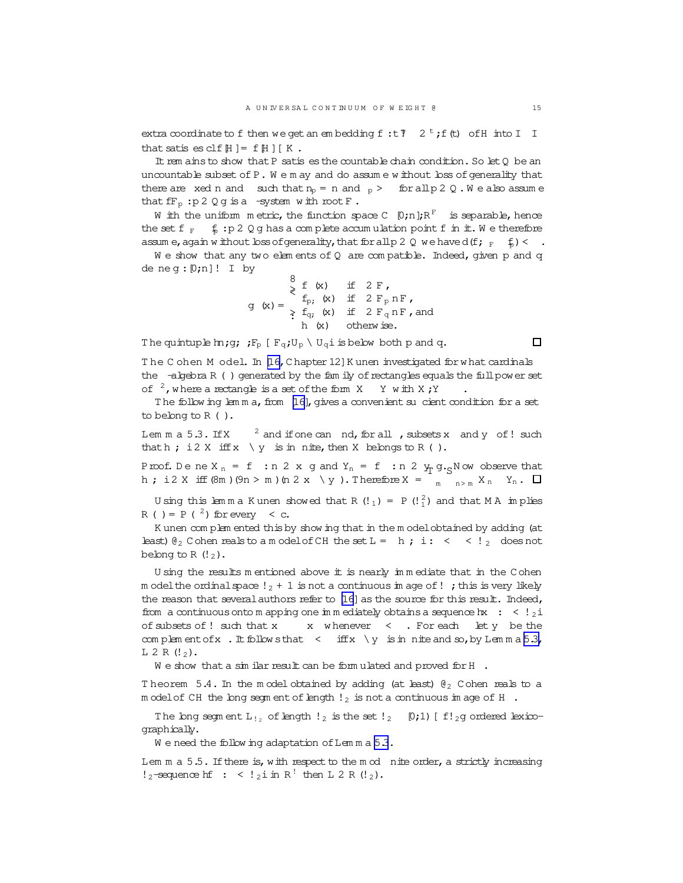extra coordinate to $f$ then we get an embedding $f: t \mapsto \langle 2^{-t}, f(t)\rangle$ of $\mathbb{H}$ into $\mathbb{I} \times \mathbb{I}^\kappa$ that satisfies $\operatorname{cl} f[\mathbb{H}] = f[\mathbb{H}] \cup K$.

It remains to show that $\mathbb{P}$ satisfies the countable chain condition. So let $Q$ be an uncountable subset of $\mathbb{P}$. We may and do assume without loss of generality that there are fixed $n$ and $\varepsilon$ such that $n_p = n$ and $\varepsilon_p > \varepsilon$ for all $p \in Q$. We also assume that $\{F_p : p \in Q\}$ is a $\Delta$-system with root $F$.

With the uniform metric, the function space $C\bigl([0,n], \mathbb{R}^F\bigr)$ is separable, hence the set $\{f_F \restriction f_p : p \in Q\}$ has a complete accumulation point $f$ in it. We therefore assume, again without loss of generality, that for all $p \in Q$ we have $d(f, {}_F \restriction f_p) < \varepsilon$.

We show that any two elements of $Q$ are compatible. Indeed, given $p$ and $q$ define $g: [0,n] \to \mathbb{I}$ by

$$g_\alpha(x) = \begin{cases} f_\alpha(x) & \text{if } \alpha \in F, \\ f_{p,\alpha}(x) & \text{if } \alpha \in F_p \setminus F, \\ f_{q,\alpha}(x) & \text{if } \alpha \in F_q \setminus F, \text{and} \\ h_\alpha(x) & \text{otherwise.} \end{cases}$$

The quintuple $\langle n, g, \varepsilon, F_p \cup F_q, U_p \cap U_q\rangle$ is below both $p$ and $q$. $\square$

**The Cohen Model.** In [16, Chapter 12] Kunen investigated for what cardinals $\kappa$ the $\sigma$-algebra $\mathcal{R}(\kappa)$ generated by the family of rectangles equals the full power set of $\kappa^2$, where a rectangle is a set of the form $X \times Y$ with $X, Y \subseteq \kappa$.

The following lemma, from [16], gives a convenient sufficient condition for a set to belong to $\mathcal{R}(\kappa)$.

**Lemma 5.3.** *If $X \subseteq \kappa^2$ and if one can find, for all $\alpha$, subsets $x_\alpha$ and $y_\alpha$ of $\omega$ such that $\langle \alpha, \beta\rangle \in X$ iff $x_\alpha \cap y_\beta$ is infinite, then $X$ belongs to $\mathcal{R}(\kappa)$.*

*Proof.* Define $X_n = \{\alpha : n \in x_\alpha\}$ and $Y_n = \{\beta : n \in y_\beta\}$. Now observe that $\langle \alpha, \beta\rangle \in X$ iff $(\forall m)(\exists n > m)(n \in x_\alpha \cap y_\beta)$. Therefore $X = \bigcap_m \bigcup_{n>m} X_n \times Y_n$. $\square$

Using this lemma Kunen showed that $\mathcal{R}(\omega_1) = \mathcal{P}(\omega_1^2)$ and that MA implies $\mathcal{R}(\kappa) = \mathcal{P}(\kappa^2)$ for every $\kappa < \mathfrak{c}$.

Kunen complemented this by showing that in the model obtained by adding (at least) $\aleph_2$ Cohen reals to a model of CH the set $L = \{\langle \alpha, \beta\rangle : \alpha < \beta < \omega_2\}$ does not belong to $\mathcal{R}(\omega_2)$.

Using the results mentioned above it is nearly immediate that in the Cohen model the ordinal space $\omega_2 + 1$ is not a continuous image of $\omega^*$; this is very likely the reason that several authors refer to [16] as the source for this result. Indeed, from a continuous onto mapping one immediately obtains a sequence $\langle x_\alpha : \alpha < \omega_2\rangle$ of subsets of $\omega$ such that $x_\alpha \subseteq^* x_\beta$ whenever $\alpha < \beta$. For each $\beta$ let $y_\beta$ be the complement of $x_\beta$. It follows that $\alpha < \beta$ iff $x_\alpha \cap y_\beta$ is finite and so, by Lemma 5.3, $L \in \mathcal{R}(\omega_2)$.

We show that a similar result can be formulated and proved for $\mathbb{H}^*$.

**Theorem 5.4.** *In the model obtained by adding (at least) $\aleph_2$ Cohen reals to a model of CH the long segment of length $\omega_2$ is not a continuous image of $\mathbb{H}^*$.*

The long segment $\mathbb{L}_{\omega_2}$ of length $\omega_2$ is the set $\omega_2 \times [0,1) \cup \{\omega_2\}$ ordered lexicographically.

We need the following adaptation of Lemma 5.3.

**Lemma 5.5.** *If there is, with respect to the mod finite order, a strictly increasing $\omega_2$-sequence $\langle f_\alpha : \alpha < \omega_2\rangle$ in $\mathbb{R}^\omega$ then $L \in \mathcal{R}(\omega_2)$.*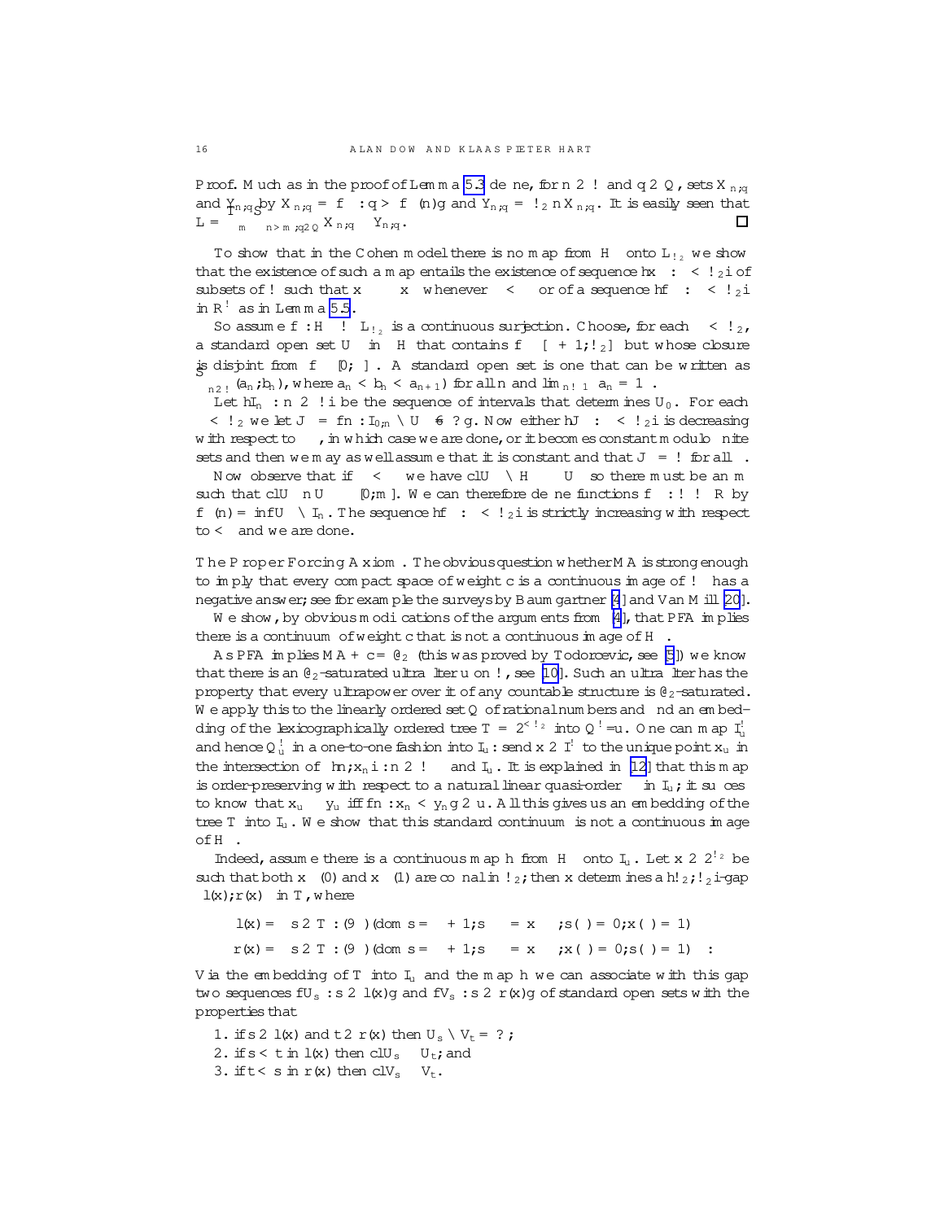*Proof.* Much as in the proof of Lemma 5.3 define, for $n \in \omega$ and $q \in \mathbb{Q}$, sets $X_{n,q}$ and $Y_{n,q}$ by $X_{n,q} = \{\alpha : q > f_\alpha(n)\}$ and $Y_{n,q} = \omega_2 \setminus X_{n,q}$. It is easily seen that $L = \bigcap_m \bigcup_{n>m, q \in \mathbb{Q}} X_{n,q} \times Y_{n,q}$. □

To show that in the Cohen model there is no map from $\mathbb{H}^*$ onto $L_{\omega_2}$ we show that the existence of such a map entails the existence of sequence $\langle x_\alpha : \alpha < \omega_2 \rangle$ of subsets of $\omega$ such that $x_\alpha \subset^* x_\beta$ whenever $\alpha < \beta$ or of a sequence $\langle f_\alpha : \alpha < \omega_2 \rangle$ in $\mathbb{R}^\omega$ as in Lemma 5.5.

So assume $f : \mathbb{H}^* \to L_{\omega_2}$ is a continuous surjection. Choose, for each $\alpha < \omega_2$, a standard open set $U_\alpha$ in $\mathbb{H}$ that contains $f^\leftarrow[\alpha+1; \omega_2]$ but whose closure is disjoint from $f^\leftarrow[0; \alpha]$. A standard open set is one that can be written as $\bigcup_{n \in \omega}(a_n; b_n)$, where $a_n < b_n < a_{n+1}$ for all $n$ and $\lim_{n \to \infty} a_n = \infty$.

Let $\langle I_n : n \in \omega \rangle$ be the sequence of intervals that determines $U_0$. For each $\alpha < \omega_2$ we let $J_\alpha = \{n : I_{0,n} \cap U_\alpha \neq \emptyset\}$. Now either $\langle J_\alpha : \alpha < \omega_2 \rangle$ is decreasing with respect to $\subseteq^*$, in which case we are done, or it becomes constant modulo finite sets and then we may as well assume that it is constant and that $J_\alpha = \omega$ for all $\alpha$.

Now observe that if $\alpha < \beta$ we have $\operatorname{cl} U_\beta \cap \mathbb{H}^* \subseteq U_\alpha$ so there must be an $m$ such that $\operatorname{cl} U_\beta \setminus U_\alpha \subseteq [0; m]$. We can therefore define functions $f_\alpha : \omega \to \mathbb{R}$ by $f_\alpha(n) = \inf U_\alpha \cap I_n$. The sequence $\langle f_\alpha : \alpha < \omega_2 \rangle$ is strictly increasing with respect to $<^*$ and we are done.

**The Proper Forcing Axiom.** The obvious question whether MA is strong enough to imply that every compact space of weight $\mathfrak{c}$ is a continuous image of $\omega^*$ has a negative answer; see for example the surveys by Baumgartner [4] and Van Mill [20].

We show, by obvious modifications of the arguments from [4], that PFA implies there is a continuum of weight $\mathfrak{c}$ that is not a continuous image of $\mathbb{H}^*$.

As PFA implies MA + $\mathfrak{c} = \aleph_2$ (this was proved by Todorcevic, see [5]) we know that there is an $\aleph_2$-saturated ultrafilter $u$ on $\omega$, see [10]. Such an ultrafilter has the property that every ultrapower over it of any countable structure is $\aleph_2$-saturated. We apply this to the linearly ordered set $\mathbb{Q}$ of rational numbers and find an embedding of the lexicographically ordered tree $T = 2^{<\omega_2}$ into $\mathbb{Q}^\omega/u$. One can map $\mathbb{I}^\omega_u$ and hence $\mathbb{Q}^\omega_u$ in a one-to-one fashion into $\mathbb{I}_u$: send $x \in \mathbb{I}^\omega$ to the unique point $x_u$ in the intersection of $\langle n, x_n \rangle : n \in \omega^*$ and $\mathbb{I}_u$. It is explained in [12] that this map is order-preserving with respect to a natural linear quasi-order $\preceq$ in $\mathbb{I}_u$; it suffices to know that $x_u \prec y_u$ iff $\{n : x_n < y_n\} \in u$. All this gives us an embedding of the tree $T$ into $\mathbb{I}_u$. We show that this standard continuum is not a continuous image of $\mathbb{H}^*$.

Indeed, assume there is a continuous map $h$ from $\mathbb{H}^*$ onto $\mathbb{I}_u$. Let $x \in 2^{\omega_2}$ be such that both $x^\leftarrow(0)$ and $x^\leftarrow(1)$ are cofinal in $\omega_2$; then $x$ determines a $\langle \omega_2, \omega_2 \rangle$-gap $\langle l(x), r(x) \rangle$ in $T$, where

$$l(x) = \{s \in T : (\exists \alpha)(\operatorname{dom} s = \alpha + 1; s \restriction \alpha = x \restriction \alpha; s(\alpha) = 0; x(\alpha) = 1)\}$$

$$r(x) = \{s \in T : (\exists \alpha)(\operatorname{dom} s = \alpha + 1; s \restriction \alpha = x \restriction \alpha; x(\alpha) = 0; s(\alpha) = 1)\}.$$

Via the embedding of $T$ into $\mathbb{I}_u$ and the map $h$ we can associate with this gap two sequences $\{U_s : s \in l(x)\}$ and $\{V_s : s \in r(x)\}$ of standard open sets with the properties that

1. if $s \in l(x)$ and $t \in r(x)$ then $U_s \cap V_t = \emptyset$;
2. if $s < t$ in $l(x)$ then $\operatorname{cl} U_s \subseteq^* U_t$; and
3. if $t < s$ in $r(x)$ then $\operatorname{cl} V_s \subseteq^* V_t$.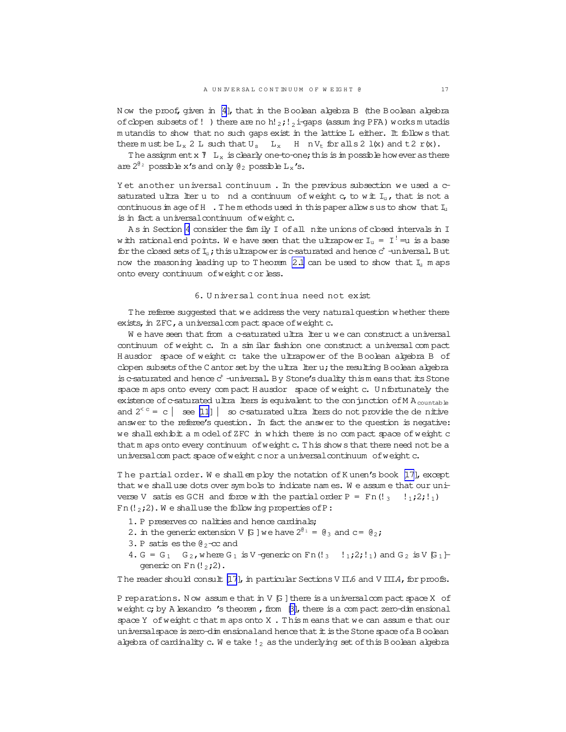Now the proof, given in [4], that in the Boolean algebra $B$ (the Boolean algebra of clopen subsets of $\omega^*$) there are no $\langle\omega_2,\omega_2\rangle$-gaps (assuming PFA) works mutatis mutandis to show that no such gaps exist in the lattice $L$ either. It follows that there must be $L_x \in L$ such that $U_s \subseteq L_x \subseteq \mathbb{H}^* \setminus V_t$ for all $s \in l(x)$ and $t \in r(x)$.

The assignment $x \mapsto L_x$ is clearly one-to-one; this is impossible however as there are $2^{\aleph_2}$ possible $x$'s and only $\aleph_2$ possible $L_x$'s.

**Yet another universal continuum.** In the previous subsection we used a $\mathfrak{c}$-saturated ultrafilter $u$ to find a continuum of weight $\mathfrak{c}$, to wit $\mathbb{I}_u$, that is not a continuous image of $\mathbb{H}^*$. The methods used in this paper allows us to show that $\mathbb{I}_u$ is in fact a universal continuum of weight $\mathfrak{c}$.

As in Section 4 consider the family $\mathcal{I}$ of all finite unions of closed intervals in $\mathbb{I}$ with rational end points. We have seen that the ultrapower $\mathcal{I}_u = \mathcal{I}^\omega/u$ is a base for the closed sets of $\mathbb{I}_u$; this ultrapower is $\mathfrak{c}$-saturated and hence $\mathfrak{c}^+$-universal. But now the reasoning leading up to Theorem 2.1 can be used to show that $\mathbb{I}_u$ maps onto every continuum of weight $\mathfrak{c}$ or less.

## 6. Universal continua need not exist

The referee suggested that we address the very natural question whether there exists, in ZFC, a universal compact space of weight $\mathfrak{c}$.

We have seen that from a $\mathfrak{c}$-saturated ultrafilter $u$ we can construct a universal continuum of weight $\mathfrak{c}$. In a similar fashion one construct a universal compact Hausdorff space of weight $\mathfrak{c}$: take the ultrapower of the Boolean algebra $B$ of clopen subsets of the Cantor set by the ultrafilter $u$; the resulting Boolean algebra is $\mathfrak{c}$-saturated and hence $\mathfrak{c}^+$-universal. By Stone's duality this means that its Stone space maps onto every compact Hausdorff space of weight $\mathfrak{c}$. Unfortunately the existence of $\mathfrak{c}$-saturated ultrafilters is equivalent to the conjunction of $\mathrm{MA}_{\mathrm{countable}}$ and $2^{<\mathfrak{c}} = \mathfrak{c}$ — see [11] — so $\mathfrak{c}$-saturated ultrafilters do not provide the definitive answer to the referee's question. In fact the answer to the question is negative: we shall exhibit a model of ZFC in which there is no compact space of weight $\mathfrak{c}$ that maps onto every continuum of weight $\mathfrak{c}$. This shows that there need not be a universal compact space of weight $\mathfrak{c}$ nor a universal continuum of weight $\mathfrak{c}$.

**The partial order.** We shall employ the notation of Kunen's book [17], except that we shall use dots over symbols to indicate names. We assume that our universe $V$ satisfies GCH and force with the partial order $\mathbb{P} = \mathrm{Fn}(\omega_3 \times \omega_1, 2, \omega_1) \times \mathrm{Fn}(\omega_2, 2)$. We shall use the following properties of $\mathbb{P}$:

1. $\mathbb{P}$ preserves cofinalities and hence cardinals;
2. in the generic extension $V[G]$ we have $2^{\aleph_1} = \aleph_3$ and $\mathfrak{c} = \aleph_2$;
3. $\mathbb{P}$ satisfies the $\aleph_2$-cc and
4. $G = G_1 \times G_2$, where $G_1$ is $V$-generic on $\mathrm{Fn}(\omega_3 \times \omega_1, 2, \omega_1)$ and $G_2$ is $V[G_1]$-generic on $\mathrm{Fn}(\omega_2, 2)$.

The reader should consult [17], in particular Sections VII.6 and VIII.4, for proofs.

**Preparations.** Now assume that in $V[G]$ there is a universal compact space $X$ of weight $\mathfrak{c}$; by Alexandroff's theorem, from [3], there is a compact zero-dimensional space $Y$ of weight $\mathfrak{c}$ that maps onto $X$. This means that we can assume that our universal space is zero-dimensional and hence that it is the Stone space of a Boolean algebra of cardinality $\mathfrak{c}$. We take $\omega_2$ as the underlying set of this Boolean algebra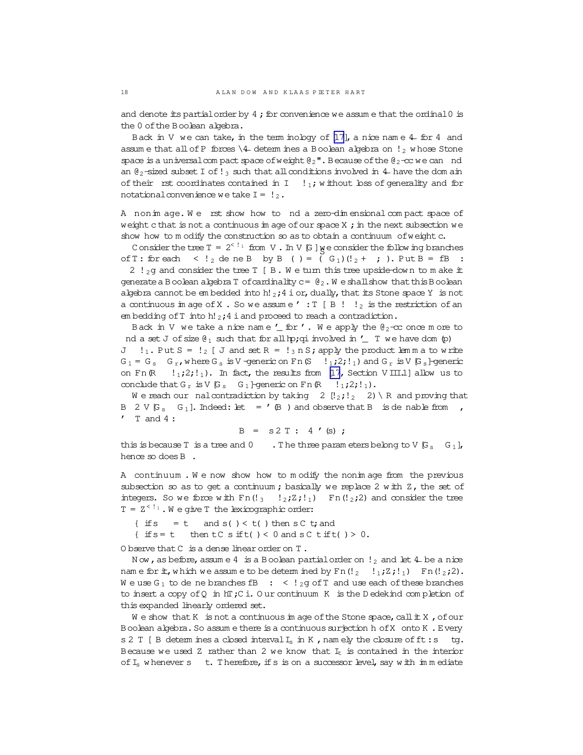and denote its partial order by $\preccurlyeq$; for convenience we assume that the ordinal 0 is the 0 of the Boolean algebra.

Back in V we can take, in the terminology of [17], a nice name $\underset{\sim}{\preccurlyeq}$ for $\preccurlyeq$ and assume that all of P forces "$\underset{\sim}{\preccurlyeq}$ determines a Boolean algebra on $\omega_2$ whose Stone space is a universal compact space of weight $\aleph_2$". Because of the $\aleph_2$-cc we can find an $\aleph_2$-sized subset $I$ of $\omega_3$ such that all conditions involved in $\underset{\sim}{\preccurlyeq}$ have the domain of their first coordinates contained in $I \times \omega_1$; without loss of generality and for notational convenience we take $I = \omega_2$.

**A nonimage.** We first show how to find a zero-dimensional compact space of weight $\mathfrak{c}$ that is not a continuous image of our space $X$; in the next subsection we show how to modify the construction so as to obtain a continuum of weight $\mathfrak{c}$.

Consider the tree $T = 2^{<\omega_1}$ from V. In $V[G]$ we consider the following branches of $T$: for each $\alpha < \omega_2$ define $B_\alpha$ by $B_\alpha(\beta) = (\bigcup G_1)(\omega_2 + \alpha, \beta)$. Put $B = \{B_\alpha : \alpha \in \omega_2\}$ and consider the tree $T \cup B$. We turn this tree upside-down to make it generate a Boolean algebra $\mathbb{T}$ of cardinality $\mathfrak{c} = \aleph_2$. We shall show that this Boolean algebra cannot be embedded into $\langle \omega_2, \preccurlyeq\rangle$ or, dually, that its Stone space $Y$ is not a continuous image of $X$. So we assume $\varphi : T \cup B \to \omega_2$ is the restriction of an embedding of $\mathbb{T}$ into $\langle \omega_2, \preccurlyeq\rangle$ and proceed to reach a contradiction.

Back in V we take a nice name $\underset{\sim}{\varphi}$ for $\varphi$. We apply the $\aleph_2$-cc once more to find a set $J$ of size $\aleph_1$ such that for all $\langle p, q\rangle$ involved in $\underset{\sim}{\varphi} \restriction T$ we have $\operatorname{dom}(p) \subseteq J \times \omega_1$. Put $S = \omega_2 \cup J$ and set $R = \omega_3 \setminus S$; apply the product lemma to write $G_1 = G_S \times G_R$, where $G_S$ is V-generic on $\mathrm{Fn}(S \times \omega_1, 2, \omega_1)$ and $G_R$ is $V[G_S]$-generic on $\mathrm{Fn}(R \times \omega_1, 2, \omega_1)$. In fact, the results from [17, Section VIII.1] allow us to conclude that $G_R$ is $V[G_S \times G_1]$-generic on $\mathrm{Fn}(R \times \omega_1, 2, \omega_1)$.

We reach our final contradiction by taking $\alpha \in [\omega_2, \omega_2 \cdot 2) \cap R$ and proving that $B_\alpha \in V[G_S \times G_1]$. Indeed: let $\gamma = \varphi(B_\alpha)$ and observe that $B_\alpha$ is definable from $\gamma$, $\varphi \restriction T$ and $\preccurlyeq$:

$$B_\alpha = \{s \in T : \gamma \preccurlyeq \varphi(s)\};$$

this is because $T$ is a tree and $0 \prec \gamma$. The three parameters belong to $V[G_S \times G_1]$, hence so does $B_\alpha$.

**A continuum.** We now show how to modify the nonimage from the previous subsection so as to get a continuum; basically we replace 2 with $\mathbb{Z}$, the set of integers. So we force with $\mathrm{Fn}(\omega_3 \times \omega_2, \mathbb{Z}, \omega_1) \times \mathrm{Fn}(\omega_2, 2)$ and consider the tree $T = \mathbb{Z}^{<\omega_1}$. We give $T$ the lexicographic order:

- if $s \restriction \alpha = t \restriction \alpha$ and $s(\alpha) < t(\alpha)$ then $s \lhd t$; and
- if $s = t \restriction \alpha$ then $t \lhd s$ if $t(\alpha) < 0$ and $s \lhd t$ if $t(\alpha) > 0$.

Observe that $\lhd$ is a dense linear order on $T$.

Now, as before, assume $\preccurlyeq$ is a Boolean partial order on $\omega_2$ and let $\underset{\sim}{\preccurlyeq}$ be a nice name for it, which we assume to be determined by $\mathrm{Fn}(\omega_2 \times \omega_1, \mathbb{Z}, \omega_1) \times \mathrm{Fn}(\omega_2, 2)$. We use $G_1$ to define branches $\{B_\alpha : \alpha < \omega_2\}$ of $T$ and use each of these branches to insert a copy of $\mathbb{Q}$ in $\langle T, \lhd\rangle$. Our continuum $K$ is the Dedekind completion of this expanded linearly ordered set.

We show that $K$ is not a continuous image of the Stone space, call it $X$, of our Boolean algebra. So assume there is a continuous surjection $h$ of $X$ onto $K$. Every $s \in T \cup B$ determines a closed interval $I_s$ in $K$, namely the closure of $\{t : s \subseteq t\}$. Because we used $\mathbb{Z}$ rather than 2 we know that $I_t$ is contained in the interior of $I_s$ whenever $s \subsetneq t$. Therefore, if $s$ is on a successor level, say with immediate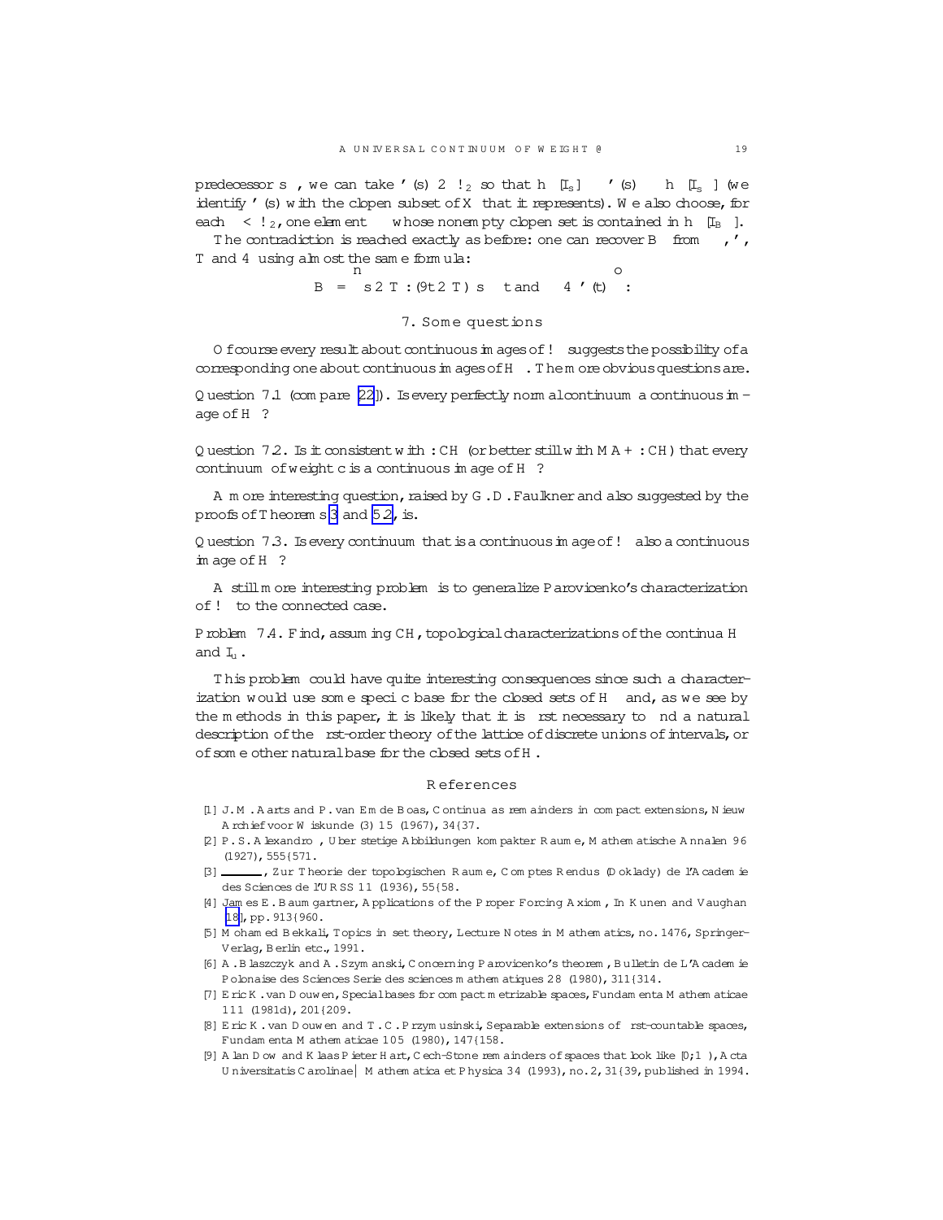predecessor $s^-$, we can take $\varphi(s) \in \omega_2$ so that $h[I_s] \subseteq \varphi(s) \subseteq h[I_{s^-}]$ (we identify $\varphi(s)$ with the clopen subset of $X$ that it represents). We also choose, for each $\alpha < \omega_2$, one element $\delta_\alpha$ whose nonempty clopen set is contained in $h[I_{B_\alpha}]$.

The contradiction is reached exactly as before: one can recover $B_\alpha$ from $\delta_\alpha$, $\varphi$, $T$ and $\triangleleft$ using almost the same formula:

$$B_\alpha = \Big\{ s \in T : (\exists t \in T)\, s \subseteq t \text{ and } \delta_\alpha \triangleleft \varphi(t) \Big\}.$$

## 7. Some questions

Of course every result about continuous images of $\omega^*$ suggests the possibility of a corresponding one about continuous images of $\mathbb{H}^*$. The more obvious questions are.

**Question 7.1** (compare [22]). Is every perfectly normal continuum a continuous image of $\mathbb{H}^*$?

**Question 7.2.** Is it consistent with $\neg$CH (or better still with MA + $\neg$CH) that every continuum of weight $\mathfrak{c}$ is a continuous image of $\mathbb{H}^*$?

A more interesting question, raised by G. D. Faulkner and also suggested by the proofs of Theorems 3 and 5.2, is.

**Question 7.3.** Is every continuum that is a continuous image of $\omega^*$ also a continuous image of $\mathbb{H}^*$?

A still more interesting problem is to generalize Parovičenko's characterization of $\omega^*$ to the connected case.

**Problem 7.4.** Find, assuming CH, topological characterizations of the continua $\mathbb{H}^*$ and $\mathbb{I}_u$.

This problem could have quite interesting consequences since such a characterization would use some specific base for the closed sets of $\mathbb{H}^*$ and, as we see by the methods in this paper, it is likely that it is first necessary to find a natural description of the first-order theory of the lattice of discrete unions of intervals, or of some other natural base for the closed sets of $\mathbb{H}$.

## References

[1] J. M. Aarts and P. van Emde Boas, Continua as remainders in compact extensions, Nieuw Archief voor Wiskunde (3) 15 (1967), 34–37.

[2] P. S. Alexandroff, Über stetige Abbildungen kompakter Räume, Mathematische Annalen 96 (1927), 555–571.

[3] ———, Zur Theorie der topologischen Räume, Comptes Rendus (Doklady) de l'Academie des Sciences de l'URSS 11 (1936), 55–58.

[4] James E. Baumgartner, Applications of the Proper Forcing Axiom, In Kunen and Vaughan [18], pp. 913–960.

[5] Mohamed Bekkali, Topics in set theory, Lecture Notes in Mathematics, no. 1476, Springer-Verlag, Berlin etc., 1991.

[6] A. Błaszczyk and A. Szymański, Concerning Parovičenko's theorem, Bulletin de L'Academie Polonaise des Sciences Serie des sciences mathematiques 28 (1980), 311–314.

[7] Eric K. van Douwen, Special bases for compact metrizable spaces, Fundamenta Mathematicae 111 (1981d), 201–209.

[8] Eric K. van Douwen and T. C. Przymusinski, Separable extensions of first-countable spaces, Fundamenta Mathematicae 105 (1980), 147–158.

[9] Alan Dow and Klaas Pieter Hart, Čech-Stone remainders of spaces that look like $[0,\infty)$, Acta Universitatis Carolinae — Mathematica et Physica 34 (1993), no. 2, 31–39, published in 1994.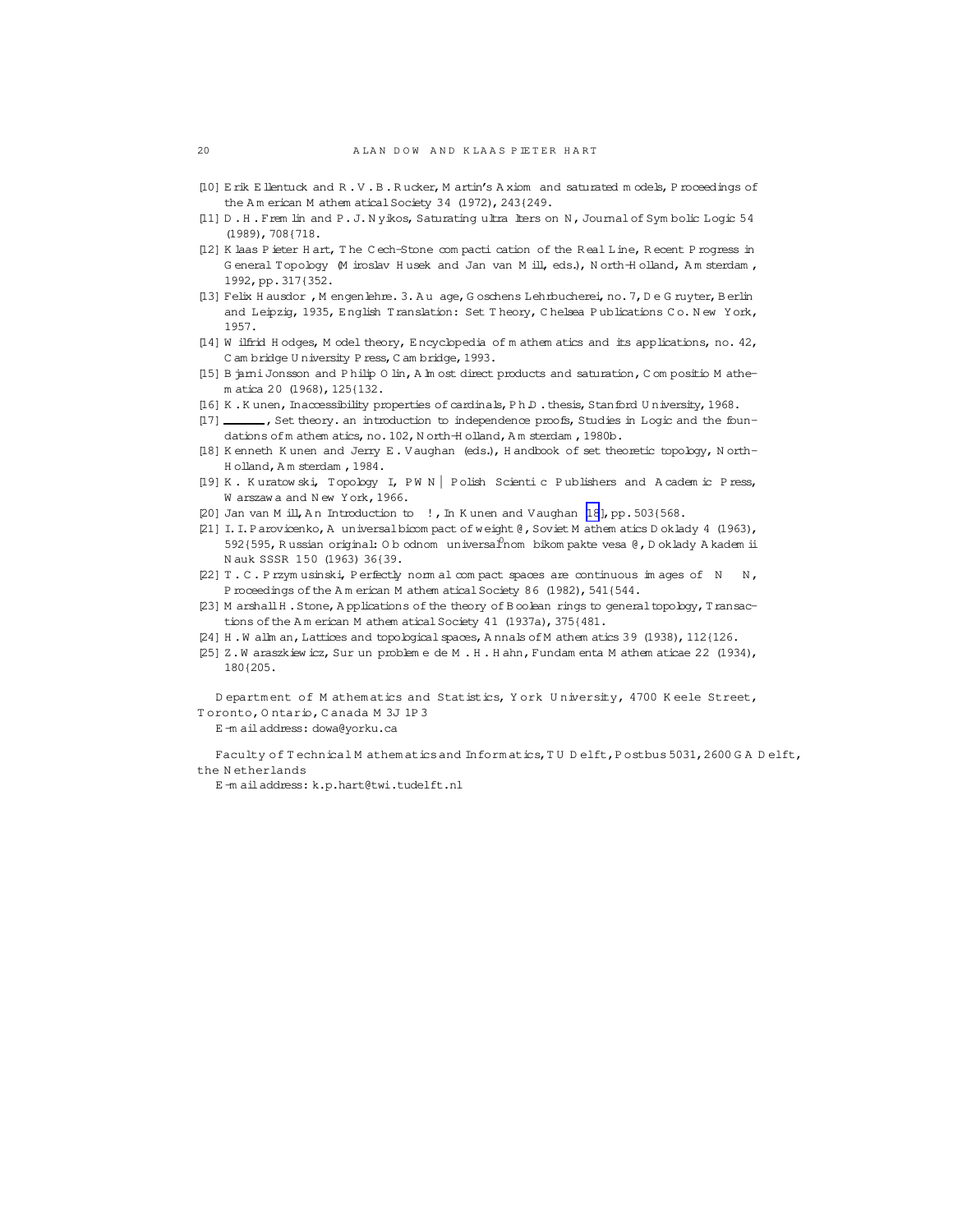[10] Erik Ellentuck and R. V. B. Rucker, Martin's Axiom and saturated models, Proceedings of the American Mathematical Society 34 (1972), 243–249.

[11] D. H. Fremlin and P. J. Nyikos, Saturating ultrafilters on N, Journal of Symbolic Logic 54 (1989), 708–718.

[12] Klaas Pieter Hart, The Čech-Stone compactification of the Real Line, Recent Progress in General Topology (Miroslav Hušek and Jan van Mill, eds.), North-Holland, Amsterdam, 1992, pp. 317–352.

[13] Felix Hausdorff, Mengenlehre. 3. Auflage, Göschens Lehrbücherei, no. 7, De Gruyter, Berlin and Leipzig, 1935, English Translation: Set Theory, Chelsea Publications Co. New York, 1957.

[14] Wilfrid Hodges, Model theory, Encyclopedia of mathematics and its applications, no. 42, Cambridge University Press, Cambridge, 1993.

[15] Bjarni Jónsson and Philip Olin, Almost direct products and saturation, Compositio Mathematica 20 (1968), 125–132.

[16] K. Kunen, Inaccessibility properties of cardinals, Ph.D. thesis, Stanford University, 1968.

[17] ———, Set theory. an introduction to independence proofs, Studies in Logic and the foundations of mathematics, no. 102, North-Holland, Amsterdam, 1980b.

[18] Kenneth Kunen and Jerry E. Vaughan (eds.), Handbook of set theoretic topology, North-Holland, Amsterdam, 1984.

[19] K. Kuratowski, Topology I, PWN — Polish Scientific Publishers and Academic Press, Warszawa and New York, 1966.

[20] Jan van Mill, An Introduction to $\beta\omega$, In Kunen and Vaughan [18], pp. 503–568.

[21] I. I. Parovičenko, A universal bicompact of weight ℵ, Soviet Mathematics Doklady 4 (1963), 592–595, Russian original: Ob odnom universal'nom bikompakte vesa ℵ, Doklady Akademii Nauk SSSR 150 (1963) 36–39.

[22] T. C. Przymusiński, Perfectly normal compact spaces are continuous images of $\beta N \setminus N$, Proceedings of the American Mathematical Society 86 (1982), 541–544.

[23] Marshall H. Stone, Applications of the theory of Boolean rings to general topology, Transactions of the American Mathematical Society 41 (1937a), 375–481.

[24] H. Wallman, Lattices and topological spaces, Annals of Mathematics 39 (1938), 112–126.

[25] Z. Waraszkiewicz, Sur un problème de M. H. Hahn, Fundamenta Mathematicae 22 (1934), 180–205.

Department of Mathematics and Statistics, York University, 4700 Keele Street, Toronto, Ontario, Canada M3J 1P3

E-mail address: dowa@yorku.ca

Faculty of Technical Mathematics and Informatics, TU Delft, Postbus 5031, 2600 GA Delft, the Netherlands

E-mail address: k.p.hart@twi.tudelft.nl